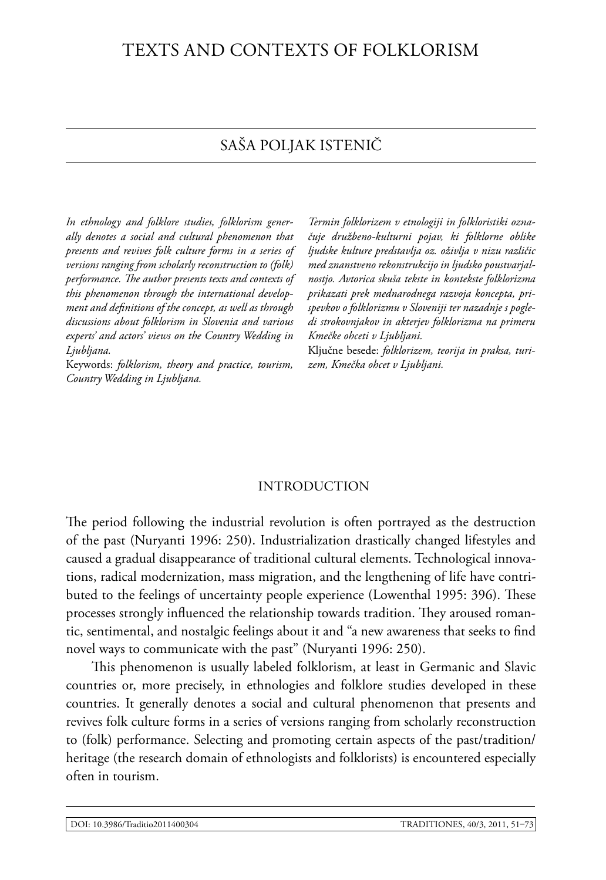# TEXTS AND CONTEXTS OF FOLKLORISM

## SAŠA POLJAK ISTENIČ

*In ethnology and folklore studies, folklorism generally denotes a social and cultural phenomenon that presents and revives folk culture forms in a series of versions ranging from scholarly reconstruction to (folk) performance. The author presents texts and contexts of this phenomenon through the international development and definitions of the concept, as well as through discussions about folklorism in Slovenia and various experts' and actors' views on the Country Wedding in Ljubljana.*

Keywords: *folklorism, theory and practice, tourism, Country Wedding in Ljubljana.*

*Termin folklorizem v etnologiji in folkloristiki označuje družbeno-kulturni pojav, ki folklorne oblike ljudske kulture predstavlja oz. oživlja v nizu različic med znanstveno rekonstrukcijo in ljudsko poustvarjalnostjo. Avtorica skuša tekste in kontekste folklorizma prikazati prek mednarodnega razvoja koncepta, prispevkov o folklorizmu v Sloveniji ter nazadnje s pogledi strokovnjakov in akterjev folklorizma na primeru Kmečke ohceti v Ljubljani.*

Ključne besede: *folklorizem, teorija in praksa, turizem, Kmečka ohcet v Ljubljani.*

### INTRODUCTION

The period following the industrial revolution is often portrayed as the destruction of the past (Nuryanti 1996: 250). Industrialization drastically changed lifestyles and caused a gradual disappearance of traditional cultural elements. Technological innovations, radical modernization, mass migration, and the lengthening of life have contributed to the feelings of uncertainty people experience (Lowenthal 1995: 396). These processes strongly influenced the relationship towards tradition. They aroused romantic, sentimental, and nostalgic feelings about it and "a new awareness that seeks to find novel ways to communicate with the past" (Nuryanti 1996: 250).

This phenomenon is usually labeled folklorism, at least in Germanic and Slavic countries or, more precisely, in ethnologies and folklore studies developed in these countries. It generally denotes a social and cultural phenomenon that presents and revives folk culture forms in a series of versions ranging from scholarly reconstruction to (folk) performance. Selecting and promoting certain aspects of the past/tradition/heritage (the research domain of ethnologists and folklorists) is encountered especially often in tourism.

DOI: 10.3986/Traditio2011400304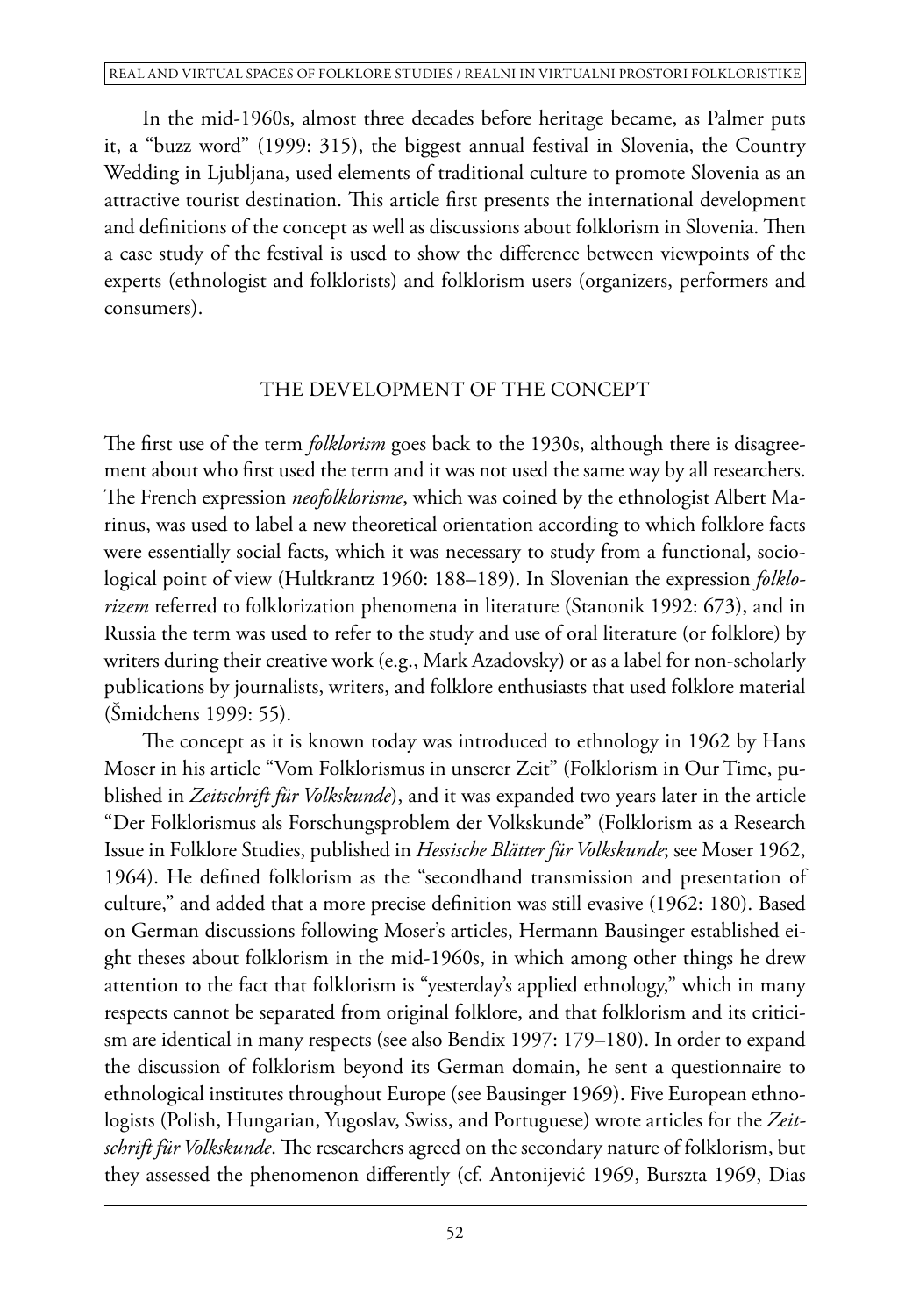In the mid-1960s, almost three decades before heritage became, as Palmer puts it, a "buzz word" (1999: 315), the biggest annual festival in Slovenia, the Country Wedding in Ljubljana, used elements of traditional culture to promote Slovenia as an attractive tourist destination. This article first presents the international development and definitions of the concept as well as discussions about folklorism in Slovenia. Then a case study of the festival is used to show the difference between viewpoints of the experts (ethnologist and folklorists) and folklorism users (organizers, performers and consumers).

## THE DEVELOPMENT OF THE CONCEPT

The first use of the term *folklorism* goes back to the 1930s, although there is disagreement about who first used the term and it was not used the same way by all researchers. The French expression *neofolklorisme*, which was coined by the ethnologist Albert Marinus, was used to label a new theoretical orientation according to which folklore facts were essentially social facts, which it was necessary to study from a functional, sociological point of view (Hultkrantz 1960: 188–189). In Slovenian the expression *folklorizem* referred to folklorization phenomena in literature (Stanonik 1992: 673), and in Russia the term was used to refer to the study and use of oral literature (or folklore) by writers during their creative work (e.g., Mark Azadovsky) or as a label for non-scholarly publications by journalists, writers, and folklore enthusiasts that used folklore material (Šmidchens 1999: 55).

The concept as it is known today was introduced to ethnology in 1962 by Hans Moser in his article "Vom Folklorismus in unserer Zeit" (Folklorism in Our Time, published in *Zeitschrift für Volkskunde*), and it was expanded two years later in the article "Der Folklorismus als Forschungsproblem der Volkskunde" (Folklorism as a Research Issue in Folklore Studies, published in *Hessische Blätter für Volkskunde*; see Moser 1962, 1964). He defined folklorism as the "secondhand transmission and presentation of culture," and added that a more precise definition was still evasive (1962: 180). Based on German discussions following Moser's articles, Hermann Bausinger established eight theses about folklorism in the mid-1960s, in which among other things he drew attention to the fact that folklorism is "yesterday's applied ethnology," which in many respects cannot be separated from original folklore, and that folklorism and its criticism are identical in many respects (see also Bendix 1997: 179–180). In order to expand the discussion of folklorism beyond its German domain, he sent a questionnaire to ethnological institutes throughout Europe (see Bausinger 1969). Five European ethnologists (Polish, Hungarian, Yugoslav, Swiss, and Portuguese) wrote articles for the *Zeitschrift für Volkskunde*. The researchers agreed on the secondary nature of folklorism, but they assessed the phenomenon differently (cf. Antonijević 1969, Burszta 1969, Dias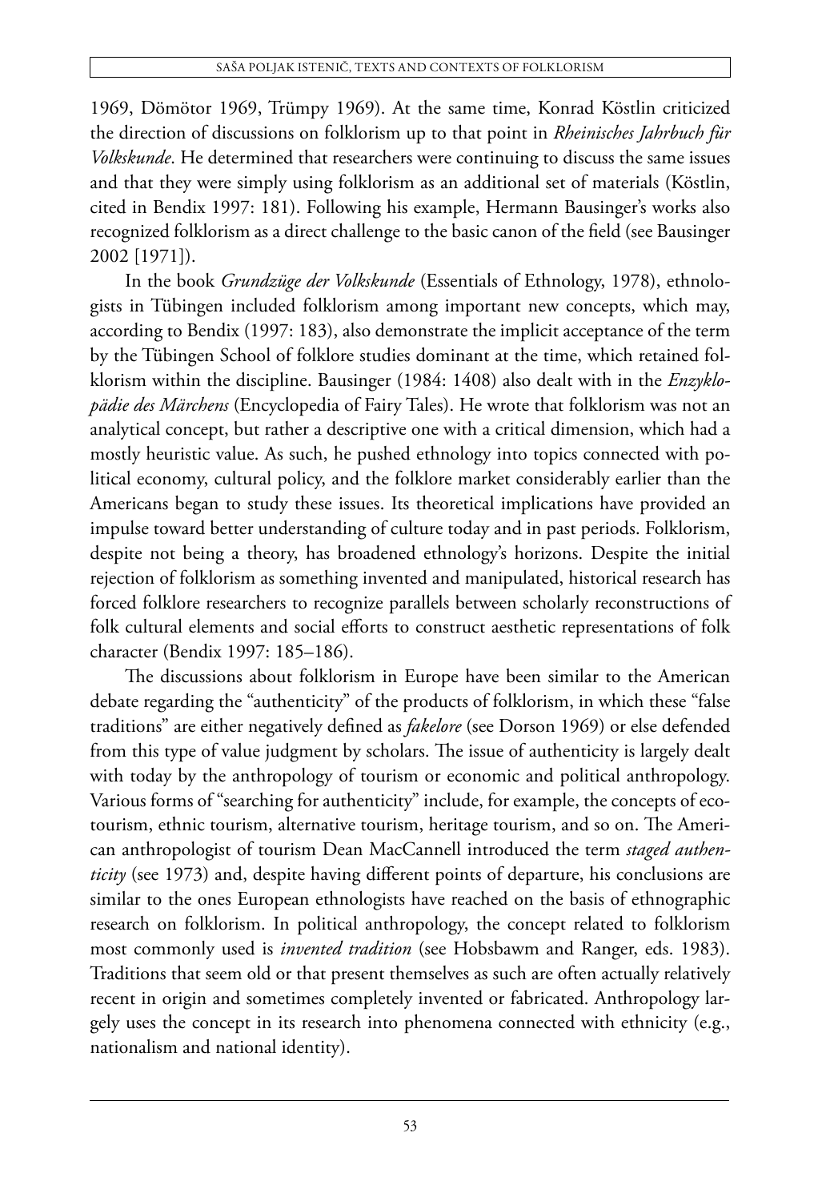1969, Dömötor 1969, Trümpy 1969). At the same time, Konrad Köstlin criticized the direction of discussions on folklorism up to that point in *Rheinisches Jahrbuch für Volkskunde*. He determined that researchers were continuing to discuss the same issues and that they were simply using folklorism as an additional set of materials (Köstlin, cited in Bendix 1997: 181). Following his example, Hermann Bausinger's works also recognized folklorism as a direct challenge to the basic canon of the field (see Bausinger 2002 [1971]).

In the book *Grundzüge der Volkskunde* (Essentials of Ethnology, 1978), ethnologists in Tübingen included folklorism among important new concepts, which may, according to Bendix (1997: 183), also demonstrate the implicit acceptance of the term by the Tübingen School of folklore studies dominant at the time, which retained folklorism within the discipline. Bausinger (1984: 1408) also dealt with in the *Enzyklopädie des Märchens* (Encyclopedia of Fairy Tales). He wrote that folklorism was not an analytical concept, but rather a descriptive one with a critical dimension, which had a mostly heuristic value. As such, he pushed ethnology into topics connected with political economy, cultural policy, and the folklore market considerably earlier than the Americans began to study these issues. Its theoretical implications have provided an impulse toward better understanding of culture today and in past periods. Folklorism, despite not being a theory, has broadened ethnology's horizons. Despite the initial rejection of folklorism as something invented and manipulated, historical research has forced folklore researchers to recognize parallels between scholarly reconstructions of folk cultural elements and social efforts to construct aesthetic representations of folk character (Bendix 1997: 185–186).

The discussions about folklorism in Europe have been similar to the American debate regarding the "authenticity" of the products of folklorism, in which these "false traditions" are either negatively defined as *fakelore* (see Dorson 1969) or else defended from this type of value judgment by scholars. The issue of authenticity is largely dealt with today by the anthropology of tourism or economic and political anthropology. Various forms of "searching for authenticity" include, for example, the concepts of ecotourism, ethnic tourism, alternative tourism, heritage tourism, and so on. The American anthropologist of tourism Dean MacCannell introduced the term *staged authenticity* (see 1973) and, despite having different points of departure, his conclusions are similar to the ones European ethnologists have reached on the basis of ethnographic research on folklorism. In political anthropology, the concept related to folklorism most commonly used is *invented tradition* (see Hobsbawm and Ranger, eds. 1983). Traditions that seem old or that present themselves as such are often actually relatively recent in origin and sometimes completely invented or fabricated. Anthropology largely uses the concept in its research into phenomena connected with ethnicity (e.g., nationalism and national identity).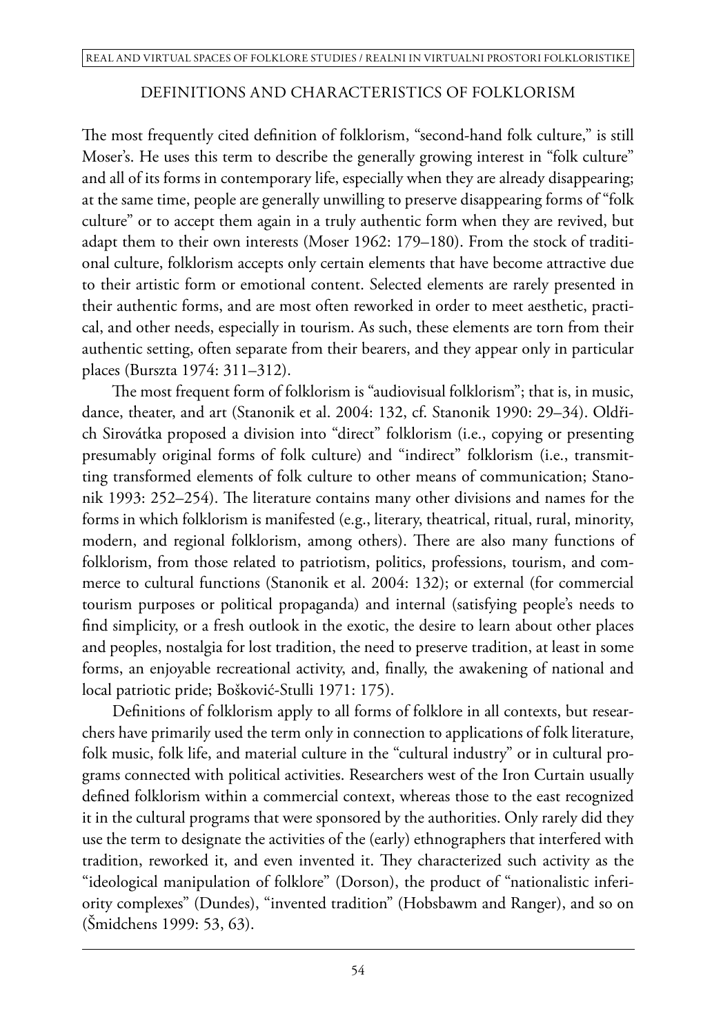## DEFINITIONS AND CHARACTERISTICS OF FOLKLORISM

The most frequently cited definition of folklorism, "second-hand folk culture," is still Moser's. He uses this term to describe the generally growing interest in "folk culture" and all of its forms in contemporary life, especially when they are already disappearing; at the same time, people are generally unwilling to preserve disappearing forms of "folk culture" or to accept them again in a truly authentic form when they are revived, but adapt them to their own interests (Moser 1962: 179–180). From the stock of traditional culture, folklorism accepts only certain elements that have become attractive due to their artistic form or emotional content. Selected elements are rarely presented in their authentic forms, and are most often reworked in order to meet aesthetic, practical, and other needs, especially in tourism. As such, these elements are torn from their authentic setting, often separate from their bearers, and they appear only in particular places (Burszta 1974: 311–312).

The most frequent form of folklorism is "audiovisual folklorism"; that is, in music, dance, theater, and art (Stanonik et al. 2004: 132, cf. Stanonik 1990: 29–34). Oldřich Sirovátka proposed a division into "direct" folklorism (i.e., copying or presenting presumably original forms of folk culture) and "indirect" folklorism (i.e., transmitting transformed elements of folk culture to other means of communication; Stanonik 1993: 252–254). The literature contains many other divisions and names for the forms in which folklorism is manifested (e.g., literary, theatrical, ritual, rural, minority, modern, and regional folklorism, among others). There are also many functions of folklorism, from those related to patriotism, politics, professions, tourism, and commerce to cultural functions (Stanonik et al. 2004: 132); or external (for commercial tourism purposes or political propaganda) and internal (satisfying people's needs to find simplicity, or a fresh outlook in the exotic, the desire to learn about other places and peoples, nostalgia for lost tradition, the need to preserve tradition, at least in some forms, an enjoyable recreational activity, and, finally, the awakening of national and local patriotic pride; Bošković-Stulli 1971: 175).

Definitions of folklorism apply to all forms of folklore in all contexts, but researchers have primarily used the term only in connection to applications of folk literature, folk music, folk life, and material culture in the "cultural industry" or in cultural programs connected with political activities. Researchers west of the Iron Curtain usually defined folklorism within a commercial context, whereas those to the east recognized it in the cultural programs that were sponsored by the authorities. Only rarely did they use the term to designate the activities of the (early) ethnographers that interfered with tradition, reworked it, and even invented it. They characterized such activity as the "ideological manipulation of folklore" (Dorson), the product of "nationalistic inferiority complexes" (Dundes), "invented tradition" (Hobsbawm and Ranger), and so on (Šmidchens 1999: 53, 63).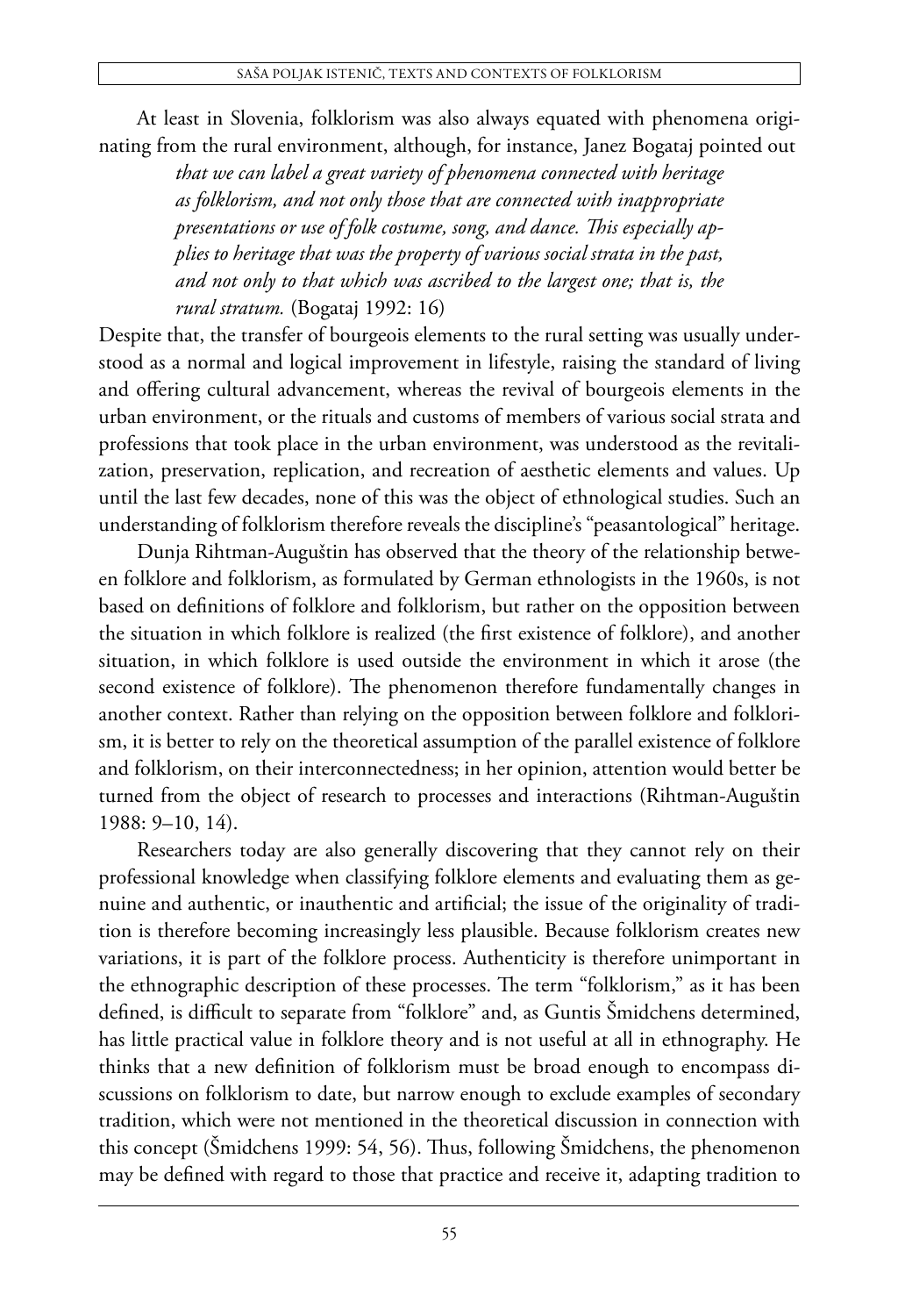At least in Slovenia, folklorism was also always equated with phenomena originating from the rural environment, although, for instance, Janez Bogataj pointed out

> *that we can label a great variety of phenomena connected with heritage as folklorism, and not only those that are connected with inappropriate presentations or use of folk costume, song, and dance. This especially applies to heritage that was the property of various social strata in the past, and not only to that which was ascribed to the largest one; that is, the rural stratum.* (Bogataj 1992: 16)

Despite that, the transfer of bourgeois elements to the rural setting was usually understood as a normal and logical improvement in lifestyle, raising the standard of living and offering cultural advancement, whereas the revival of bourgeois elements in the urban environment, or the rituals and customs of members of various social strata and professions that took place in the urban environment, was understood as the revitalization, preservation, replication, and recreation of aesthetic elements and values. Up until the last few decades, none of this was the object of ethnological studies. Such an understanding of folklorism therefore reveals the discipline's "peasantological" heritage.

Dunja Rihtman-Auguštin has observed that the theory of the relationship between folklore and folklorism, as formulated by German ethnologists in the 1960s, is not based on definitions of folklore and folklorism, but rather on the opposition between the situation in which folklore is realized (the first existence of folklore), and another situation, in which folklore is used outside the environment in which it arose (the second existence of folklore). The phenomenon therefore fundamentally changes in another context. Rather than relying on the opposition between folklore and folklorism, it is better to rely on the theoretical assumption of the parallel existence of folklore and folklorism, on their interconnectedness; in her opinion, attention would better be turned from the object of research to processes and interactions (Rihtman-Auguštin 1988: 9–10, 14).

Researchers today are also generally discovering that they cannot rely on their professional knowledge when classifying folklore elements and evaluating them as genuine and authentic, or inauthentic and artificial; the issue of the originality of tradition is therefore becoming increasingly less plausible. Because folklorism creates new variations, it is part of the folklore process. Authenticity is therefore unimportant in the ethnographic description of these processes. The term "folklorism," as it has been defined, is difficult to separate from "folklore" and, as Guntis Šmidchens determined, has little practical value in folklore theory and is not useful at all in ethnography. He thinks that a new definition of folklorism must be broad enough to encompass discussions on folklorism to date, but narrow enough to exclude examples of secondary tradition, which were not mentioned in the theoretical discussion in connection with this concept (Šmidchens 1999: 54, 56). Thus, following Šmidchens, the phenomenon may be defined with regard to those that practice and receive it, adapting tradition to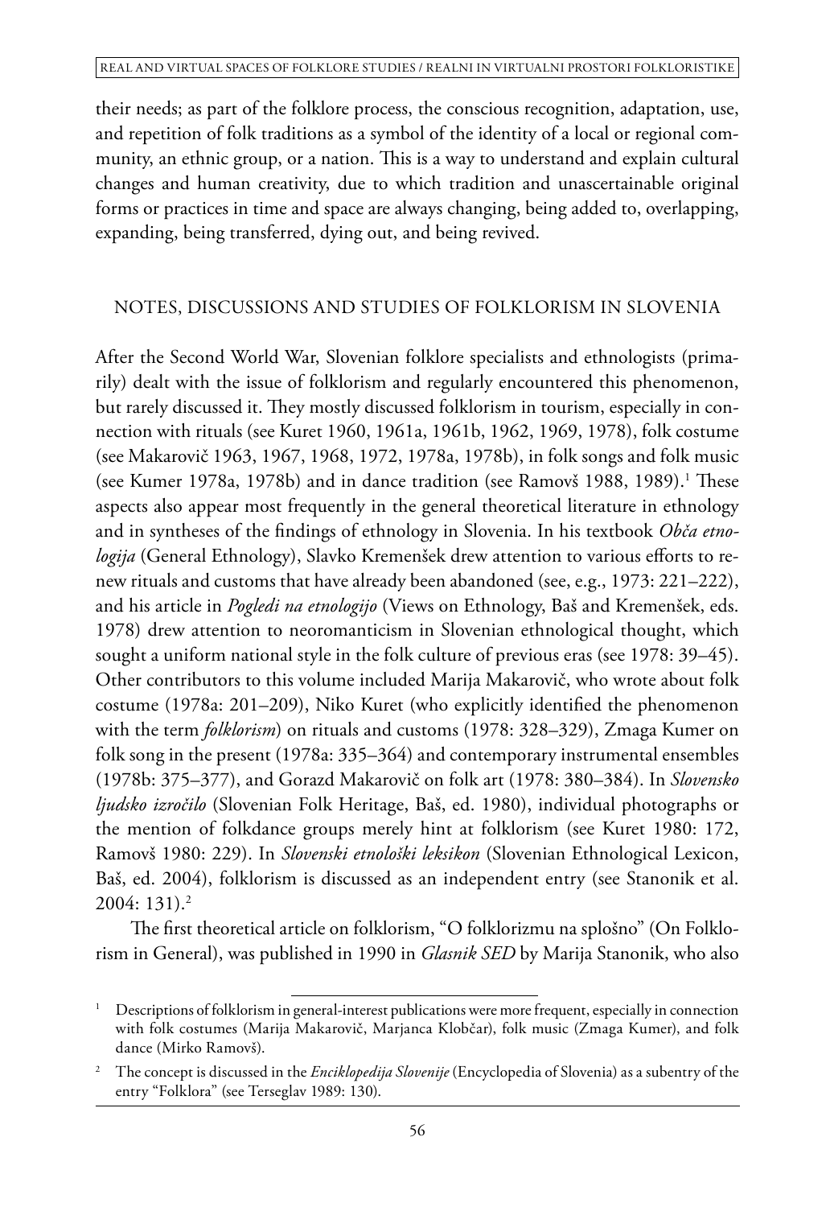their needs; as part of the folklore process, the conscious recognition, adaptation, use, and repetition of folk traditions as a symbol of the identity of a local or regional community, an ethnic group, or a nation. This is a way to understand and explain cultural changes and human creativity, due to which tradition and unascertainable original forms or practices in time and space are always changing, being added to, overlapping, expanding, being transferred, dying out, and being revived.

## NOTES, DISCUSSIONS AND STUDIES OF FOLKLORISM IN SLOVENIA

After the Second World War, Slovenian folklore specialists and ethnologists (primarily) dealt with the issue of folklorism and regularly encountered this phenomenon, but rarely discussed it. They mostly discussed folklorism in tourism, especially in connection with rituals (see Kuret 1960, 1961a, 1961b, 1962, 1969, 1978), folk costume (see Makarovič 1963, 1967, 1968, 1972, 1978a, 1978b), in folk songs and folk music (see Kumer 1978a, 1978b) and in dance tradition (see Ramovš 1988, 1989).[1] These aspects also appear most frequently in the general theoretical literature in ethnology and in syntheses of the findings of ethnology in Slovenia. In his textbook *Obča etnologija* (General Ethnology), Slavko Kremenšek drew attention to various efforts to renew rituals and customs that have already been abandoned (see, e.g., 1973: 221–222), and his article in *Pogledi na etnologijo* (Views on Ethnology, Baš and Kremenšek, eds. 1978) drew attention to neoromanticism in Slovenian ethnological thought, which sought a uniform national style in the folk culture of previous eras (see 1978: 39–45). Other contributors to this volume included Marija Makarovič, who wrote about folk costume (1978a: 201–209), Niko Kuret (who explicitly identified the phenomenon with the term *folklorism*) on rituals and customs (1978: 328–329), Zmaga Kumer on folk song in the present (1978a: 335–364) and contemporary instrumental ensembles (1978b: 375–377), and Gorazd Makarovič on folk art (1978: 380–384). In *Slovensko ljudsko izročilo* (Slovenian Folk Heritage, Baš, ed. 1980), individual photographs or the mention of folkdance groups merely hint at folklorism (see Kuret 1980: 172, Ramovš 1980: 229). In *Slovenski etnološki leksikon* (Slovenian Ethnological Lexicon, Baš, ed. 2004), folklorism is discussed as an independent entry (see Stanonik et al. 2004: 131).[2]

The first theoretical article on folklorism, "O folklorizmu na splošno" (On Folklorism in General), was published in 1990 in *Glasnik SED* by Marija Stanonik, who also

---

[1] Descriptions of folklorism in general-interest publications were more frequent, especially in connection with folk costumes (Marija Makarovič, Marjanca Klobčar), folk music (Zmaga Kumer), and folk dance (Mirko Ramovš).

[2] The concept is discussed in the *Enciklopedija Slovenije* (Encyclopedia of Slovenia) as a subentry of the entry "Folklora" (see Terseglav 1989: 130).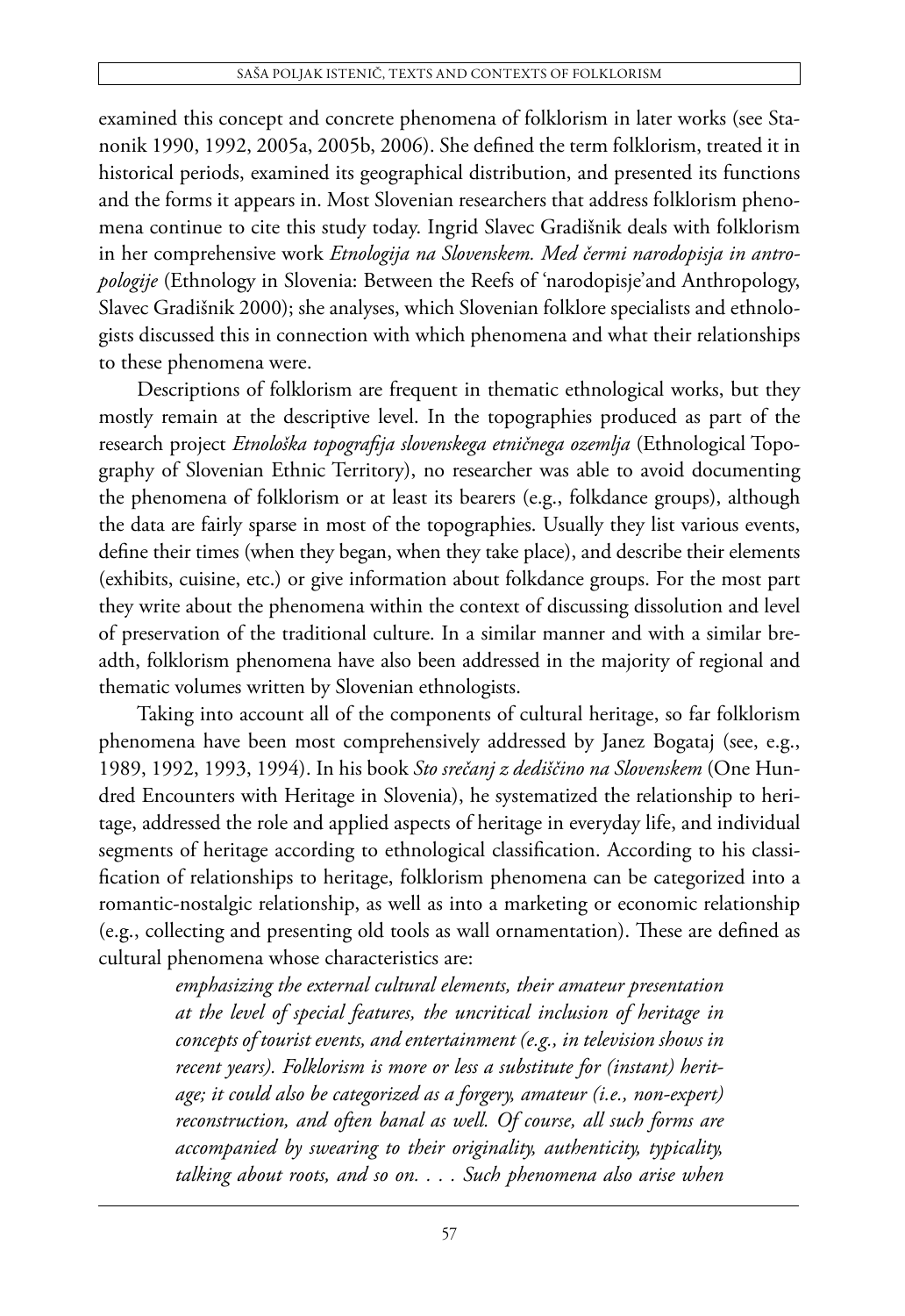examined this concept and concrete phenomena of folklorism in later works (see Stanonik 1990, 1992, 2005a, 2005b, 2006). She defined the term folklorism, treated it in historical periods, examined its geographical distribution, and presented its functions and the forms it appears in. Most Slovenian researchers that address folklorism phenomena continue to cite this study today. Ingrid Slavec Gradišnik deals with folklorism in her comprehensive work *Etnologija na Slovenskem. Med čermi narodopisja in antropologije* (Ethnology in Slovenia: Between the Reefs of 'narodopisje'and Anthropology, Slavec Gradišnik 2000); she analyses, which Slovenian folklore specialists and ethnologists discussed this in connection with which phenomena and what their relationships to these phenomena were.

Descriptions of folklorism are frequent in thematic ethnological works, but they mostly remain at the descriptive level. In the topographies produced as part of the research project *Etnološka topografija slovenskega etničnega ozemlja* (Ethnological Topography of Slovenian Ethnic Territory), no researcher was able to avoid documenting the phenomena of folklorism or at least its bearers (e.g., folkdance groups), although the data are fairly sparse in most of the topographies. Usually they list various events, define their times (when they began, when they take place), and describe their elements (exhibits, cuisine, etc.) or give information about folkdance groups. For the most part they write about the phenomena within the context of discussing dissolution and level of preservation of the traditional culture. In a similar manner and with a similar breadth, folklorism phenomena have also been addressed in the majority of regional and thematic volumes written by Slovenian ethnologists.

Taking into account all of the components of cultural heritage, so far folklorism phenomena have been most comprehensively addressed by Janez Bogataj (see, e.g., 1989, 1992, 1993, 1994). In his book *Sto srečanj z dediščino na Slovenskem* (One Hundred Encounters with Heritage in Slovenia), he systematized the relationship to heritage, addressed the role and applied aspects of heritage in everyday life, and individual segments of heritage according to ethnological classification. According to his classification of relationships to heritage, folklorism phenomena can be categorized into a romantic-nostalgic relationship, as well as into a marketing or economic relationship (e.g., collecting and presenting old tools as wall ornamentation). These are defined as cultural phenomena whose characteristics are:

> *emphasizing the external cultural elements, their amateur presentation at the level of special features, the uncritical inclusion of heritage in concepts of tourist events, and entertainment (e.g., in television shows in recent years). Folklorism is more or less a substitute for (instant) heritage; it could also be categorized as a forgery, amateur (i.e., non-expert) reconstruction, and often banal as well. Of course, all such forms are accompanied by swearing to their originality, authenticity, typicality, talking about roots, and so on. . . . Such phenomena also arise when*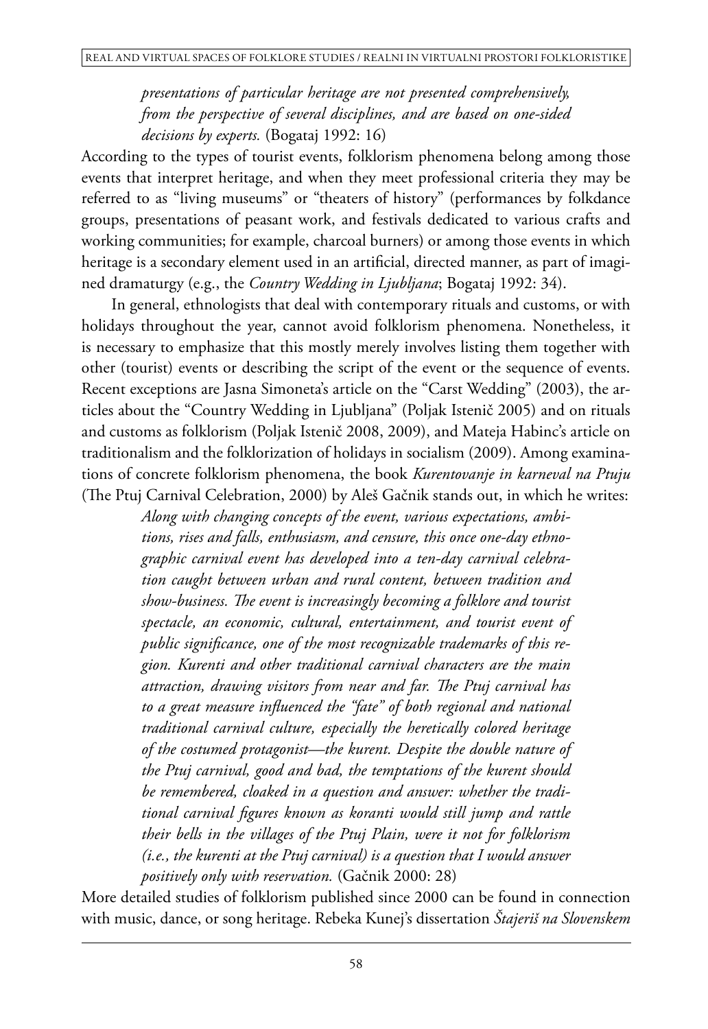> *presentations of particular heritage are not presented comprehensively, from the perspective of several disciplines, and are based on one-sided decisions by experts.* (Bogataj 1992: 16)

According to the types of tourist events, folklorism phenomena belong among those events that interpret heritage, and when they meet professional criteria they may be referred to as "living museums" or "theaters of history" (performances by folkdance groups, presentations of peasant work, and festivals dedicated to various crafts and working communities; for example, charcoal burners) or among those events in which heritage is a secondary element used in an artificial, directed manner, as part of imagined dramaturgy (e.g., the *Country Wedding in Ljubljana*; Bogataj 1992: 34).

In general, ethnologists that deal with contemporary rituals and customs, or with holidays throughout the year, cannot avoid folklorism phenomena. Nonetheless, it is necessary to emphasize that this mostly merely involves listing them together with other (tourist) events or describing the script of the event or the sequence of events. Recent exceptions are Jasna Simoneta's article on the "Carst Wedding" (2003), the articles about the "Country Wedding in Ljubljana" (Poljak Istenič 2005) and on rituals and customs as folklorism (Poljak Istenič 2008, 2009), and Mateja Habinc's article on traditionalism and the folklorization of holidays in socialism (2009). Among examinations of concrete folklorism phenomena, the book *Kurentovanje in karneval na Ptuju* (The Ptuj Carnival Celebration, 2000) by Aleš Gačnik stands out, in which he writes:

> *Along with changing concepts of the event, various expectations, ambitions, rises and falls, enthusiasm, and censure, this once one-day ethnographic carnival event has developed into a ten-day carnival celebration caught between urban and rural content, between tradition and show-business. The event is increasingly becoming a folklore and tourist spectacle, an economic, cultural, entertainment, and tourist event of public significance, one of the most recognizable trademarks of this region. Kurenti and other traditional carnival characters are the main attraction, drawing visitors from near and far. The Ptuj carnival has to a great measure influenced the "fate" of both regional and national traditional carnival culture, especially the heretically colored heritage of the costumed protagonist—the kurent. Despite the double nature of the Ptuj carnival, good and bad, the temptations of the kurent should be remembered, cloaked in a question and answer: whether the traditional carnival figures known as koranti would still jump and rattle their bells in the villages of the Ptuj Plain, were it not for folklorism (i.e., the kurenti at the Ptuj carnival) is a question that I would answer positively only with reservation.* (Gačnik 2000: 28)

More detailed studies of folklorism published since 2000 can be found in connection with music, dance, or song heritage. Rebeka Kunej's dissertation *Štajeriš na Slovenskem*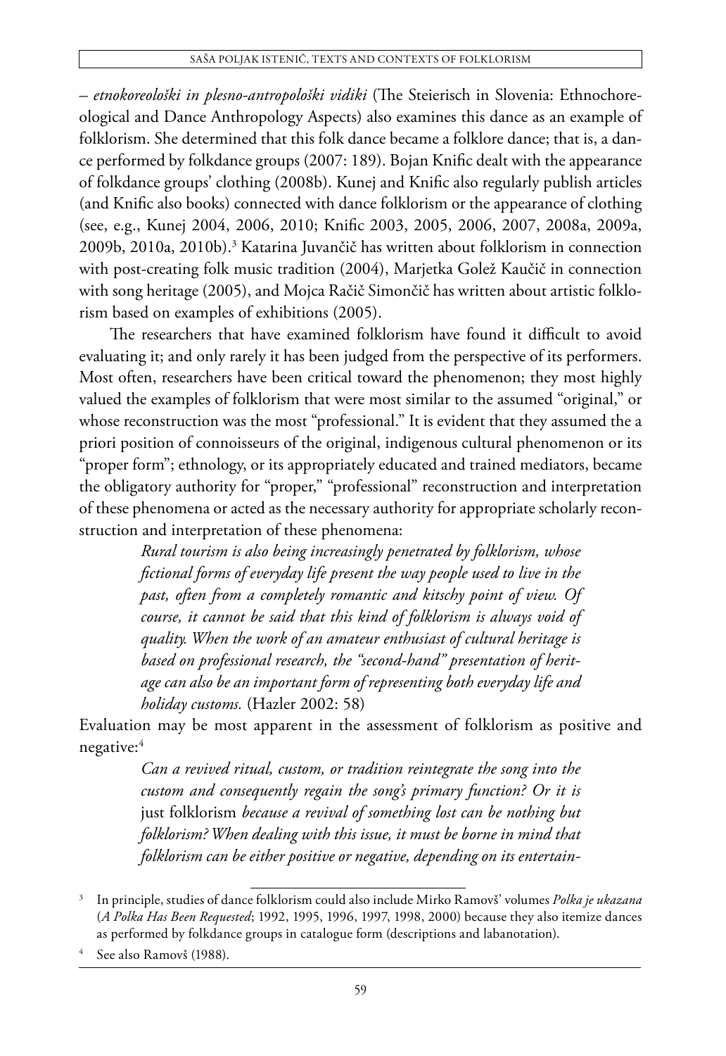– *etnokoreološki in plesno-antropološki vidiki* (The Steierisch in Slovenia: Ethnochoreological and Dance Anthropology Aspects) also examines this dance as an example of folklorism. She determined that this folk dance became a folklore dance; that is, a dance performed by folkdance groups (2007: 189). Bojan Knific dealt with the appearance of folkdance groups' clothing (2008b). Kunej and Knific also regularly publish articles (and Knific also books) connected with dance folklorism or the appearance of clothing (see, e.g., Kunej 2004, 2006, 2010; Knific 2003, 2005, 2006, 2007, 2008a, 2009a, 2009b, 2010a, 2010b).[3] Katarina Juvančič has written about folklorism in connection with post-creating folk music tradition (2004), Marjetka Golež Kaučič in connection with song heritage (2005), and Mojca Račič Simončič has written about artistic folklorism based on examples of exhibitions (2005).

The researchers that have examined folklorism have found it difficult to avoid evaluating it; and only rarely it has been judged from the perspective of its performers. Most often, researchers have been critical toward the phenomenon; they most highly valued the examples of folklorism that were most similar to the assumed "original," or whose reconstruction was the most "professional." It is evident that they assumed the a priori position of connoisseurs of the original, indigenous cultural phenomenon or its "proper form"; ethnology, or its appropriately educated and trained mediators, became the obligatory authority for "proper," "professional" reconstruction and interpretation of these phenomena or acted as the necessary authority for appropriate scholarly reconstruction and interpretation of these phenomena:

> *Rural tourism is also being increasingly penetrated by folklorism, whose fictional forms of everyday life present the way people used to live in the past, often from a completely romantic and kitschy point of view. Of course, it cannot be said that this kind of folklorism is always void of quality. When the work of an amateur enthusiast of cultural heritage is based on professional research, the "second-hand" presentation of heritage can also be an important form of representing both everyday life and holiday customs.* (Hazler 2002: 58)

Evaluation may be most apparent in the assessment of folklorism as positive and negative:[4]

> *Can a revived ritual, custom, or tradition reintegrate the song into the custom and consequently regain the song's primary function? Or it is* just folklorism *because a revival of something lost can be nothing but folklorism? When dealing with this issue, it must be borne in mind that folklorism can be either positive or negative, depending on its entertain-*

---

[3] In principle, studies of dance folklorism could also include Mirko Ramovš' volumes *Polka je ukazana* (*A Polka Has Been Requested*; 1992, 1995, 1996, 1997, 1998, 2000) because they also itemize dances as performed by folkdance groups in catalogue form (descriptions and labanotation).

[4] See also Ramovš (1988).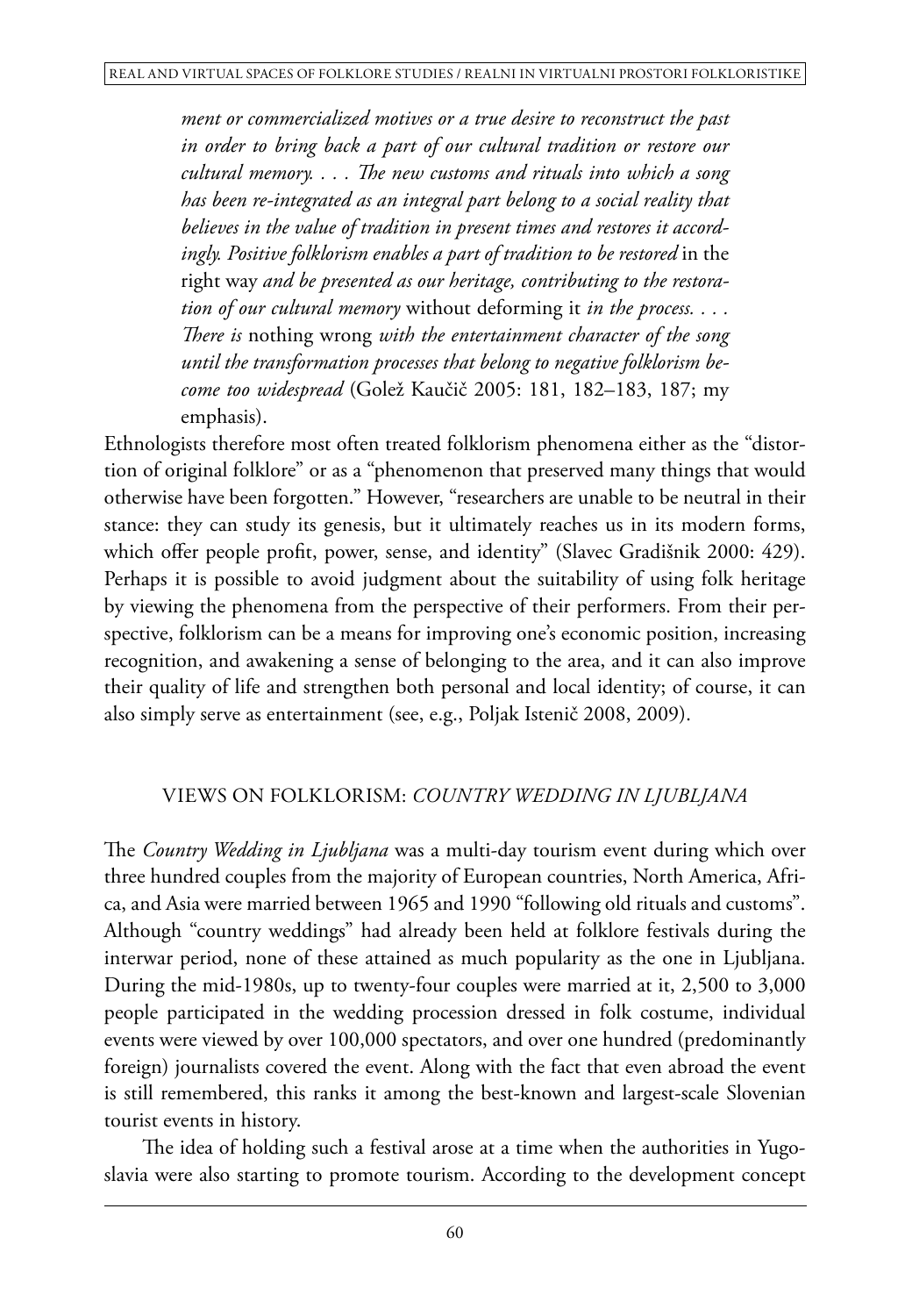> *ment or commercialized motives or a true desire to reconstruct the past in order to bring back a part of our cultural tradition or restore our cultural memory. . . . The new customs and rituals into which a song has been re-integrated as an integral part belong to a social reality that believes in the value of tradition in present times and restores it accordingly. Positive folklorism enables a part of tradition to be restored* in the right way *and be presented as our heritage, contributing to the restoration of our cultural memory* without deforming it *in the process. . . . There is* nothing wrong *with the entertainment character of the song until the transformation processes that belong to negative folklorism become too widespread* (Golež Kaučič 2005: 181, 182–183, 187; my emphasis).

Ethnologists therefore most often treated folklorism phenomena either as the "distortion of original folklore" or as a "phenomenon that preserved many things that would otherwise have been forgotten." However, "researchers are unable to be neutral in their stance: they can study its genesis, but it ultimately reaches us in its modern forms, which offer people profit, power, sense, and identity" (Slavec Gradišnik 2000: 429). Perhaps it is possible to avoid judgment about the suitability of using folk heritage by viewing the phenomena from the perspective of their performers. From their perspective, folklorism can be a means for improving one's economic position, increasing recognition, and awakening a sense of belonging to the area, and it can also improve their quality of life and strengthen both personal and local identity; of course, it can also simply serve as entertainment (see, e.g., Poljak Istenič 2008, 2009).

## VIEWS ON FOLKLORISM: *COUNTRY WEDDING IN LJUBLJANA*

The *Country Wedding in Ljubljana* was a multi-day tourism event during which over three hundred couples from the majority of European countries, North America, Africa, and Asia were married between 1965 and 1990 "following old rituals and customs". Although "country weddings" had already been held at folklore festivals during the interwar period, none of these attained as much popularity as the one in Ljubljana. During the mid-1980s, up to twenty-four couples were married at it, 2,500 to 3,000 people participated in the wedding procession dressed in folk costume, individual events were viewed by over 100,000 spectators, and over one hundred (predominantly foreign) journalists covered the event. Along with the fact that even abroad the event is still remembered, this ranks it among the best-known and largest-scale Slovenian tourist events in history.

The idea of holding such a festival arose at a time when the authorities in Yugoslavia were also starting to promote tourism. According to the development concept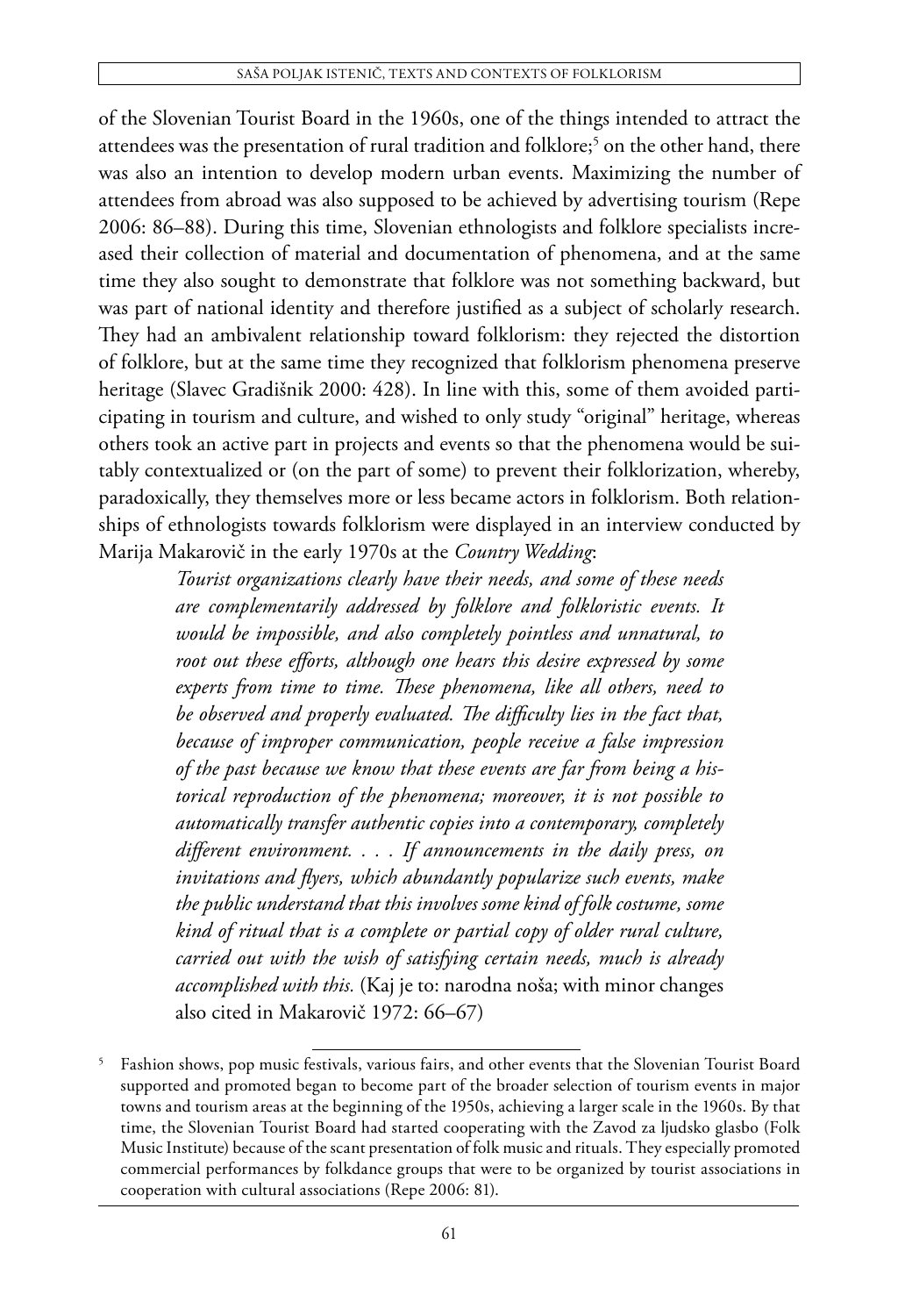of the Slovenian Tourist Board in the 1960s, one of the things intended to attract the attendees was the presentation of rural tradition and folklore;[5] on the other hand, there was also an intention to develop modern urban events. Maximizing the number of attendees from abroad was also supposed to be achieved by advertising tourism (Repe 2006: 86–88). During this time, Slovenian ethnologists and folklore specialists increased their collection of material and documentation of phenomena, and at the same time they also sought to demonstrate that folklore was not something backward, but was part of national identity and therefore justified as a subject of scholarly research. They had an ambivalent relationship toward folklorism: they rejected the distortion of folklore, but at the same time they recognized that folklorism phenomena preserve heritage (Slavec Gradišnik 2000: 428). In line with this, some of them avoided participating in tourism and culture, and wished to only study "original" heritage, whereas others took an active part in projects and events so that the phenomena would be suitably contextualized or (on the part of some) to prevent their folklorization, whereby, paradoxically, they themselves more or less became actors in folklorism. Both relationships of ethnologists towards folklorism were displayed in an interview conducted by Marija Makarovič in the early 1970s at the *Country Wedding*:

> *Tourist organizations clearly have their needs, and some of these needs are complementarily addressed by folklore and folkloristic events. It would be impossible, and also completely pointless and unnatural, to root out these efforts, although one hears this desire expressed by some experts from time to time. These phenomena, like all others, need to be observed and properly evaluated. The difficulty lies in the fact that, because of improper communication, people receive a false impression of the past because we know that these events are far from being a historical reproduction of the phenomena; moreover, it is not possible to automatically transfer authentic copies into a contemporary, completely different environment. . . . If announcements in the daily press, on invitations and flyers, which abundantly popularize such events, make the public understand that this involves some kind of folk costume, some kind of ritual that is a complete or partial copy of older rural culture, carried out with the wish of satisfying certain needs, much is already accomplished with this.* (Kaj je to: narodna noša; with minor changes also cited in Makarovič 1972: 66–67)

---

[5] Fashion shows, pop music festivals, various fairs, and other events that the Slovenian Tourist Board supported and promoted began to become part of the broader selection of tourism events in major towns and tourism areas at the beginning of the 1950s, achieving a larger scale in the 1960s. By that time, the Slovenian Tourist Board had started cooperating with the Zavod za ljudsko glasbo (Folk Music Institute) because of the scant presentation of folk music and rituals. They especially promoted commercial performances by folkdance groups that were to be organized by tourist associations in cooperation with cultural associations (Repe 2006: 81).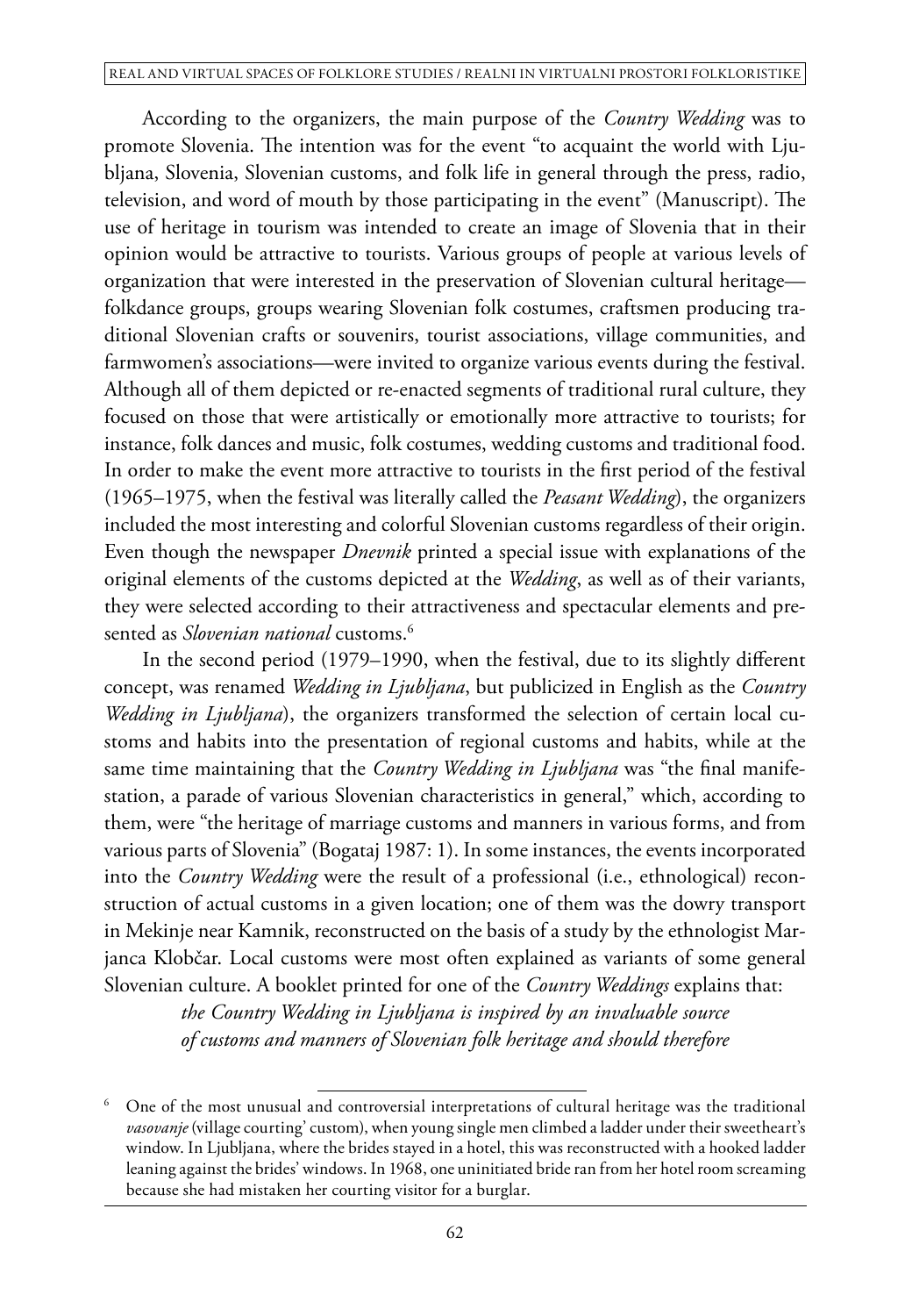According to the organizers, the main purpose of the *Country Wedding* was to promote Slovenia. The intention was for the event "to acquaint the world with Ljubljana, Slovenia, Slovenian customs, and folk life in general through the press, radio, television, and word of mouth by those participating in the event" (Manuscript). The use of heritage in tourism was intended to create an image of Slovenia that in their opinion would be attractive to tourists. Various groups of people at various levels of organization that were interested in the preservation of Slovenian cultural heritage—folkdance groups, groups wearing Slovenian folk costumes, craftsmen producing traditional Slovenian crafts or souvenirs, tourist associations, village communities, and farmwomen's associations—were invited to organize various events during the festival. Although all of them depicted or re-enacted segments of traditional rural culture, they focused on those that were artistically or emotionally more attractive to tourists; for instance, folk dances and music, folk costumes, wedding customs and traditional food. In order to make the event more attractive to tourists in the first period of the festival (1965–1975, when the festival was literally called the *Peasant Wedding*), the organizers included the most interesting and colorful Slovenian customs regardless of their origin. Even though the newspaper *Dnevnik* printed a special issue with explanations of the original elements of the customs depicted at the *Wedding*, as well as of their variants, they were selected according to their attractiveness and spectacular elements and presented as *Slovenian national* customs.[6]

In the second period (1979–1990, when the festival, due to its slightly different concept, was renamed *Wedding in Ljubljana*, but publicized in English as the *Country Wedding in Ljubljana*), the organizers transformed the selection of certain local customs and habits into the presentation of regional customs and habits, while at the same time maintaining that the *Country Wedding in Ljubljana* was "the final manifestation, a parade of various Slovenian characteristics in general," which, according to them, were "the heritage of marriage customs and manners in various forms, and from various parts of Slovenia" (Bogataj 1987: 1). In some instances, the events incorporated into the *Country Wedding* were the result of a professional (i.e., ethnological) reconstruction of actual customs in a given location; one of them was the dowry transport in Mekinje near Kamnik, reconstructed on the basis of a study by the ethnologist Marjanca Klobčar. Local customs were most often explained as variants of some general Slovenian culture. A booklet printed for one of the *Country Weddings* explains that:

> *the Country Wedding in Ljubljana is inspired by an invaluable source of customs and manners of Slovenian folk heritage and should therefore*

[6] One of the most unusual and controversial interpretations of cultural heritage was the traditional *vasovanje* (village courting' custom), when young single men climbed a ladder under their sweetheart's window. In Ljubljana, where the brides stayed in a hotel, this was reconstructed with a hooked ladder leaning against the brides' windows. In 1968, one uninitiated bride ran from her hotel room screaming because she had mistaken her courting visitor for a burglar.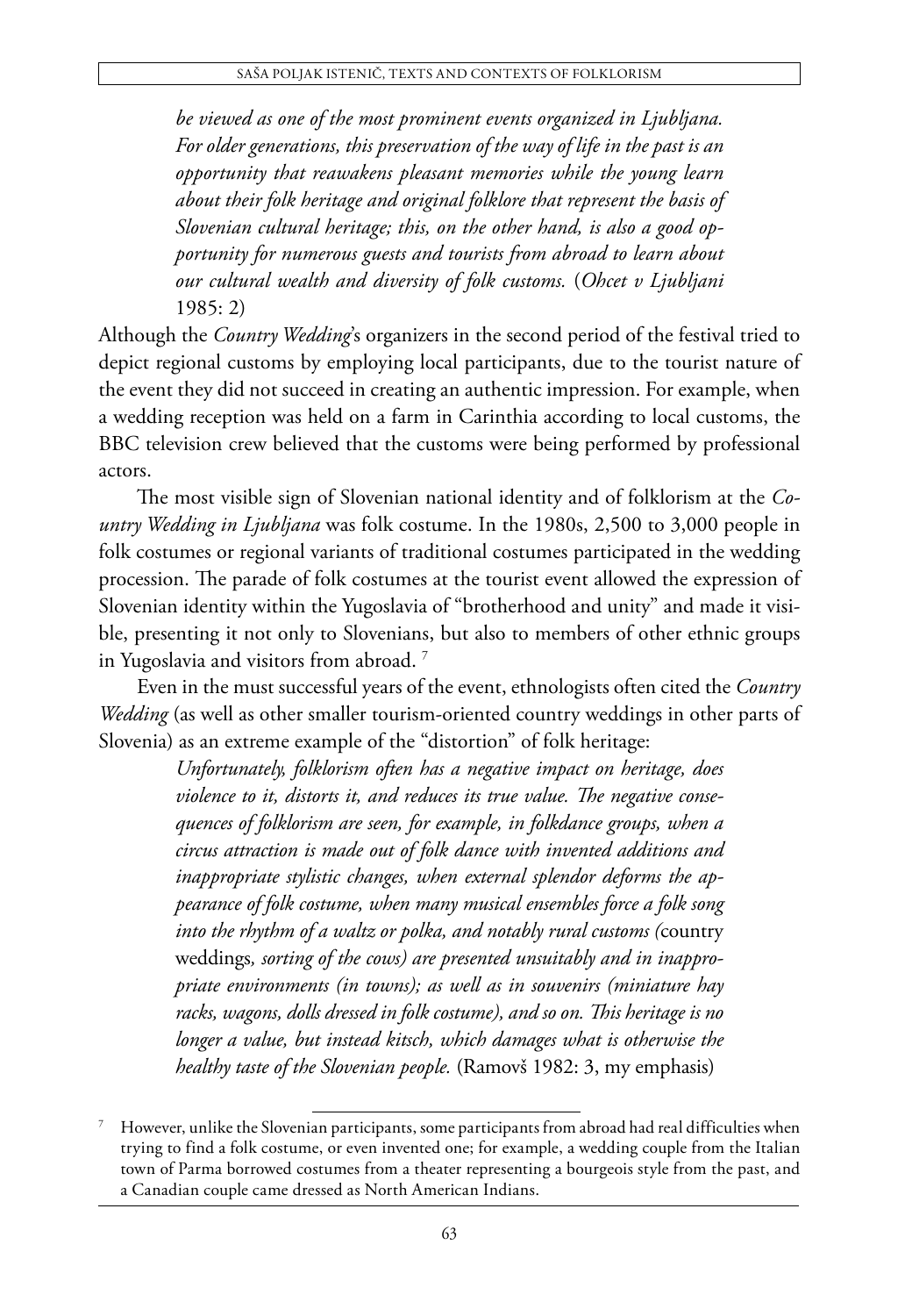*be viewed as one of the most prominent events organized in Ljubljana. For older generations, this preservation of the way of life in the past is an opportunity that reawakens pleasant memories while the young learn about their folk heritage and original folklore that represent the basis of Slovenian cultural heritage; this, on the other hand, is also a good opportunity for numerous guests and tourists from abroad to learn about our cultural wealth and diversity of folk customs.* (*Ohcet v Ljubljani* 1985: 2)

Although the *Country Wedding*'s organizers in the second period of the festival tried to depict regional customs by employing local participants, due to the tourist nature of the event they did not succeed in creating an authentic impression. For example, when a wedding reception was held on a farm in Carinthia according to local customs, the BBC television crew believed that the customs were being performed by professional actors.

The most visible sign of Slovenian national identity and of folklorism at the *Country Wedding in Ljubljana* was folk costume. In the 1980s, 2,500 to 3,000 people in folk costumes or regional variants of traditional costumes participated in the wedding procession. The parade of folk costumes at the tourist event allowed the expression of Slovenian identity within the Yugoslavia of "brotherhood and unity" and made it visible, presenting it not only to Slovenians, but also to members of other ethnic groups in Yugoslavia and visitors from abroad. [7]

Even in the must successful years of the event, ethnologists often cited the *Country Wedding* (as well as other smaller tourism-oriented country weddings in other parts of Slovenia) as an extreme example of the "distortion" of folk heritage:

*Unfortunately, folklorism often has a negative impact on heritage, does violence to it, distorts it, and reduces its true value. The negative consequences of folklorism are seen, for example, in folkdance groups, when a circus attraction is made out of folk dance with invented additions and inappropriate stylistic changes, when external splendor deforms the appearance of folk costume, when many musical ensembles force a folk song into the rhythm of a waltz or polka, and notably rural customs (*country weddings*, sorting of the cows) are presented unsuitably and in inappropriate environments (in towns); as well as in souvenirs (miniature hay racks, wagons, dolls dressed in folk costume), and so on. This heritage is no longer a value, but instead kitsch, which damages what is otherwise the healthy taste of the Slovenian people.* (Ramovš 1982: 3, my emphasis)

[7] However, unlike the Slovenian participants, some participants from abroad had real difficulties when trying to find a folk costume, or even invented one; for example, a wedding couple from the Italian town of Parma borrowed costumes from a theater representing a bourgeois style from the past, and a Canadian couple came dressed as North American Indians.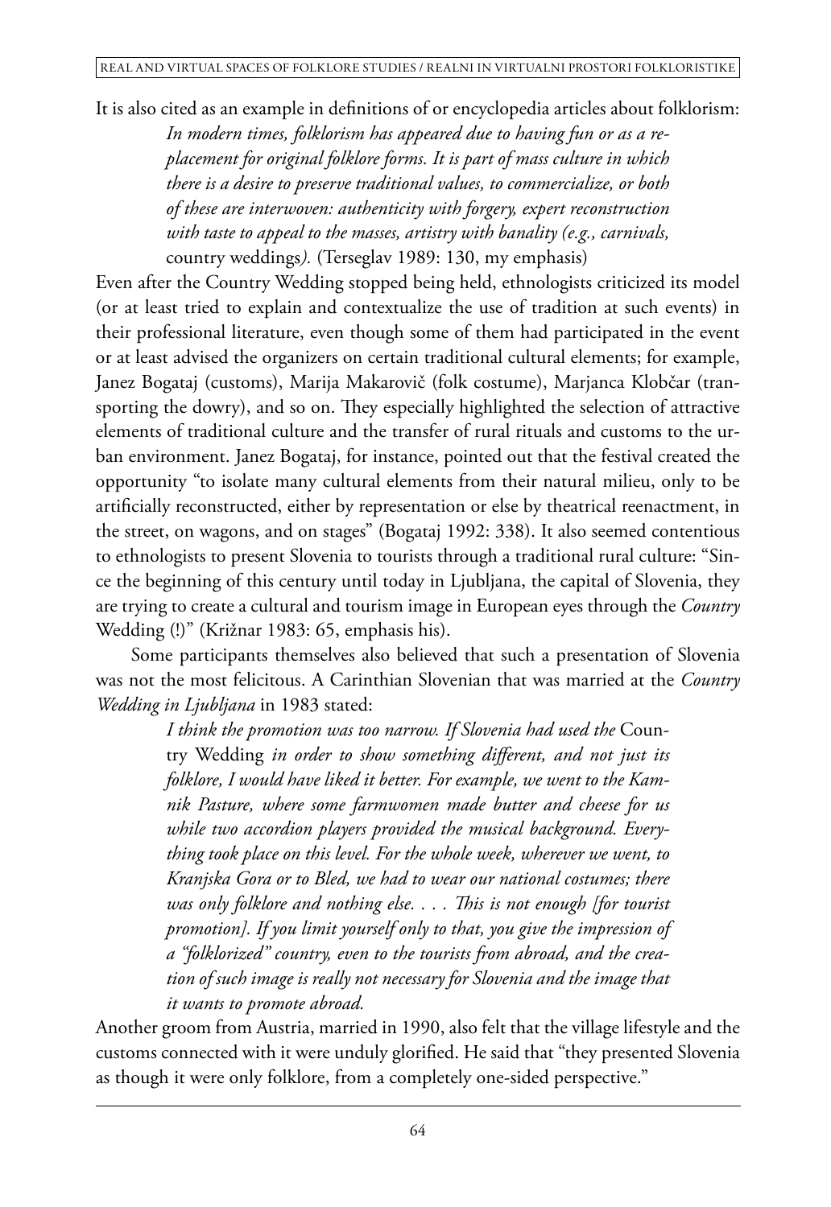It is also cited as an example in definitions of or encyclopedia articles about folklorism:

> *In modern times, folklorism has appeared due to having fun or as a replacement for original folklore forms. It is part of mass culture in which there is a desire to preserve traditional values, to commercialize, or both of these are interwoven: authenticity with forgery, expert reconstruction with taste to appeal to the masses, artistry with banality (e.g., carnivals,* country weddings*).* (Terseglav 1989: 130, my emphasis)

Even after the Country Wedding stopped being held, ethnologists criticized its model (or at least tried to explain and contextualize the use of tradition at such events) in their professional literature, even though some of them had participated in the event or at least advised the organizers on certain traditional cultural elements; for example, Janez Bogataj (customs), Marija Makarovič (folk costume), Marjanca Klobčar (transporting the dowry), and so on. They especially highlighted the selection of attractive elements of traditional culture and the transfer of rural rituals and customs to the urban environment. Janez Bogataj, for instance, pointed out that the festival created the opportunity "to isolate many cultural elements from their natural milieu, only to be artificially reconstructed, either by representation or else by theatrical reenactment, in the street, on wagons, and on stages" (Bogataj 1992: 338). It also seemed contentious to ethnologists to present Slovenia to tourists through a traditional rural culture: "Since the beginning of this century until today in Ljubljana, the capital of Slovenia, they are trying to create a cultural and tourism image in European eyes through the *Country* Wedding (!)" (Križnar 1983: 65, emphasis his).

Some participants themselves also believed that such a presentation of Slovenia was not the most felicitous. A Carinthian Slovenian that was married at the *Country Wedding in Ljubljana* in 1983 stated:

> *I think the promotion was too narrow. If Slovenia had used the* Country Wedding *in order to show something different, and not just its folklore, I would have liked it better. For example, we went to the Kamnik Pasture, where some farmwomen made butter and cheese for us while two accordion players provided the musical background. Everything took place on this level. For the whole week, wherever we went, to Kranjska Gora or to Bled, we had to wear our national costumes; there was only folklore and nothing else. . . . This is not enough [for tourist promotion]. If you limit yourself only to that, you give the impression of a "folklorized" country, even to the tourists from abroad, and the creation of such image is really not necessary for Slovenia and the image that it wants to promote abroad.*

Another groom from Austria, married in 1990, also felt that the village lifestyle and the customs connected with it were unduly glorified. He said that "they presented Slovenia as though it were only folklore, from a completely one-sided perspective."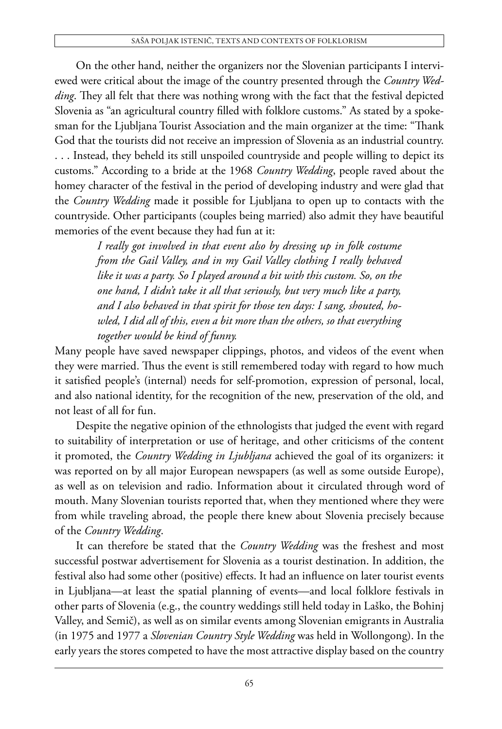On the other hand, neither the organizers nor the Slovenian participants I interviewed were critical about the image of the country presented through the *Country Wedding*. They all felt that there was nothing wrong with the fact that the festival depicted Slovenia as "an agricultural country filled with folklore customs." As stated by a spokesman for the Ljubljana Tourist Association and the main organizer at the time: "Thank God that the tourists did not receive an impression of Slovenia as an industrial country. . . . Instead, they beheld its still unspoiled countryside and people willing to depict its customs." According to a bride at the 1968 *Country Wedding*, people raved about the homey character of the festival in the period of developing industry and were glad that the *Country Wedding* made it possible for Ljubljana to open up to contacts with the countryside. Other participants (couples being married) also admit they have beautiful memories of the event because they had fun at it:

> *I really got involved in that event also by dressing up in folk costume from the Gail Valley, and in my Gail Valley clothing I really behaved like it was a party. So I played around a bit with this custom. So, on the one hand, I didn't take it all that seriously, but very much like a party, and I also behaved in that spirit for those ten days: I sang, shouted, howled, I did all of this, even a bit more than the others, so that everything together would be kind of funny.*

Many people have saved newspaper clippings, photos, and videos of the event when they were married. Thus the event is still remembered today with regard to how much it satisfied people's (internal) needs for self-promotion, expression of personal, local, and also national identity, for the recognition of the new, preservation of the old, and not least of all for fun.

Despite the negative opinion of the ethnologists that judged the event with regard to suitability of interpretation or use of heritage, and other criticisms of the content it promoted, the *Country Wedding in Ljubljana* achieved the goal of its organizers: it was reported on by all major European newspapers (as well as some outside Europe), as well as on television and radio. Information about it circulated through word of mouth. Many Slovenian tourists reported that, when they mentioned where they were from while traveling abroad, the people there knew about Slovenia precisely because of the *Country Wedding*.

It can therefore be stated that the *Country Wedding* was the freshest and most successful postwar advertisement for Slovenia as a tourist destination. In addition, the festival also had some other (positive) effects. It had an influence on later tourist events in Ljubljana—at least the spatial planning of events—and local folklore festivals in other parts of Slovenia (e.g., the country weddings still held today in Laško, the Bohinj Valley, and Semič), as well as on similar events among Slovenian emigrants in Australia (in 1975 and 1977 a *Slovenian Country Style Wedding* was held in Wollongong). In the early years the stores competed to have the most attractive display based on the country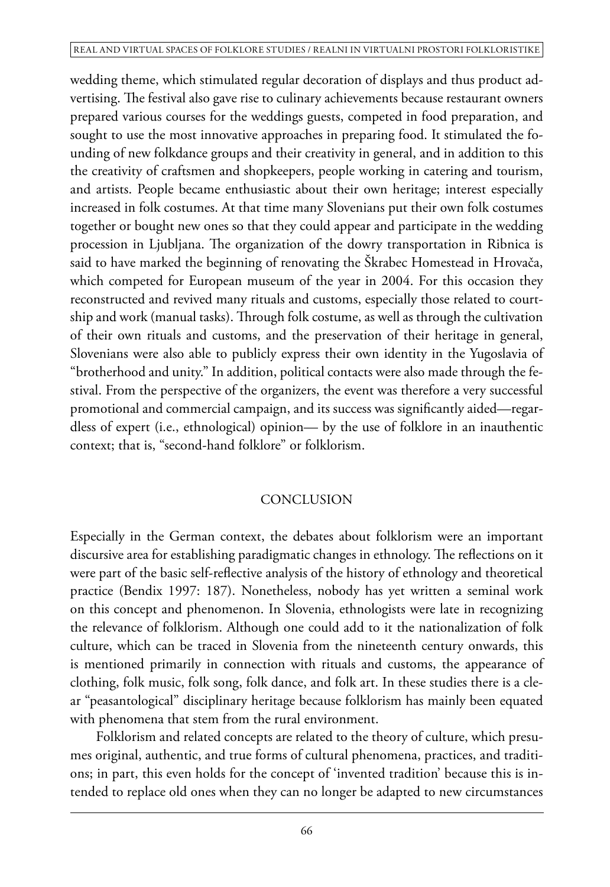wedding theme, which stimulated regular decoration of displays and thus product advertising. The festival also gave rise to culinary achievements because restaurant owners prepared various courses for the weddings guests, competed in food preparation, and sought to use the most innovative approaches in preparing food. It stimulated the founding of new folkdance groups and their creativity in general, and in addition to this the creativity of craftsmen and shopkeepers, people working in catering and tourism, and artists. People became enthusiastic about their own heritage; interest especially increased in folk costumes. At that time many Slovenians put their own folk costumes together or bought new ones so that they could appear and participate in the wedding procession in Ljubljana. The organization of the dowry transportation in Ribnica is said to have marked the beginning of renovating the Škrabec Homestead in Hrovača, which competed for European museum of the year in 2004. For this occasion they reconstructed and revived many rituals and customs, especially those related to courtship and work (manual tasks). Through folk costume, as well as through the cultivation of their own rituals and customs, and the preservation of their heritage in general, Slovenians were also able to publicly express their own identity in the Yugoslavia of "brotherhood and unity." In addition, political contacts were also made through the festival. From the perspective of the organizers, the event was therefore a very successful promotional and commercial campaign, and its success was significantly aided—regardless of expert (i.e., ethnological) opinion— by the use of folklore in an inauthentic context; that is, "second-hand folklore" or folklorism.

## CONCLUSION

Especially in the German context, the debates about folklorism were an important discursive area for establishing paradigmatic changes in ethnology. The reflections on it were part of the basic self-reflective analysis of the history of ethnology and theoretical practice (Bendix 1997: 187). Nonetheless, nobody has yet written a seminal work on this concept and phenomenon. In Slovenia, ethnologists were late in recognizing the relevance of folklorism. Although one could add to it the nationalization of folk culture, which can be traced in Slovenia from the nineteenth century onwards, this is mentioned primarily in connection with rituals and customs, the appearance of clothing, folk music, folk song, folk dance, and folk art. In these studies there is a clear "peasantological" disciplinary heritage because folklorism has mainly been equated with phenomena that stem from the rural environment.

Folklorism and related concepts are related to the theory of culture, which presumes original, authentic, and true forms of cultural phenomena, practices, and traditions; in part, this even holds for the concept of 'invented tradition' because this is intended to replace old ones when they can no longer be adapted to new circumstances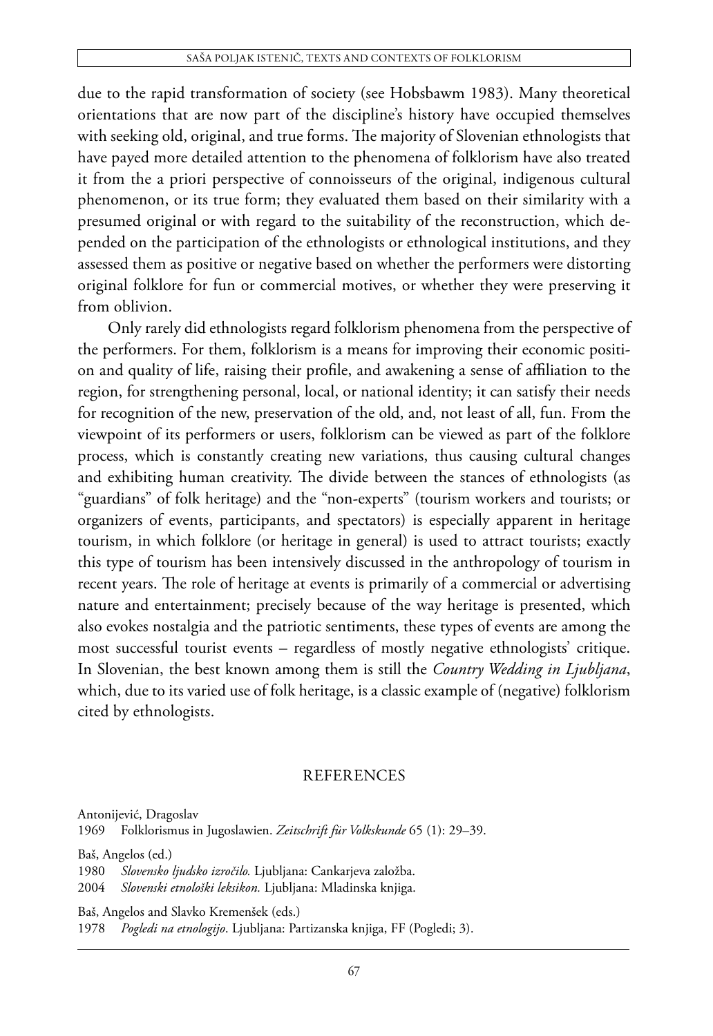due to the rapid transformation of society (see Hobsbawm 1983). Many theoretical orientations that are now part of the discipline's history have occupied themselves with seeking old, original, and true forms. The majority of Slovenian ethnologists that have payed more detailed attention to the phenomena of folklorism have also treated it from the a priori perspective of connoisseurs of the original, indigenous cultural phenomenon, or its true form; they evaluated them based on their similarity with a presumed original or with regard to the suitability of the reconstruction, which depended on the participation of the ethnologists or ethnological institutions, and they assessed them as positive or negative based on whether the performers were distorting original folklore for fun or commercial motives, or whether they were preserving it from oblivion.

Only rarely did ethnologists regard folklorism phenomena from the perspective of the performers. For them, folklorism is a means for improving their economic position and quality of life, raising their profile, and awakening a sense of affiliation to the region, for strengthening personal, local, or national identity; it can satisfy their needs for recognition of the new, preservation of the old, and, not least of all, fun. From the viewpoint of its performers or users, folklorism can be viewed as part of the folklore process, which is constantly creating new variations, thus causing cultural changes and exhibiting human creativity. The divide between the stances of ethnologists (as "guardians" of folk heritage) and the "non-experts" (tourism workers and tourists; or organizers of events, participants, and spectators) is especially apparent in heritage tourism, in which folklore (or heritage in general) is used to attract tourists; exactly this type of tourism has been intensively discussed in the anthropology of tourism in recent years. The role of heritage at events is primarily of a commercial or advertising nature and entertainment; precisely because of the way heritage is presented, which also evokes nostalgia and the patriotic sentiments, these types of events are among the most successful tourist events – regardless of mostly negative ethnologists' critique. In Slovenian, the best known among them is still the *Country Wedding in Ljubljana*, which, due to its varied use of folk heritage, is a classic example of (negative) folklorism cited by ethnologists.

## REFERENCES

Antonijević, Dragoslav
1969 Folklorismus in Jugoslawien. *Zeitschrift für Volkskunde* 65 (1): 29–39.

Baš, Angelos (ed.)
1980 *Slovensko ljudsko izročilo.* Ljubljana: Cankarjeva založba.
2004 *Slovenski etnološki leksikon.* Ljubljana: Mladinska knjiga.

Baš, Angelos and Slavko Kremenšek (eds.)
1978 *Pogledi na etnologijo*. Ljubljana: Partizanska knjiga, FF (Pogledi; 3).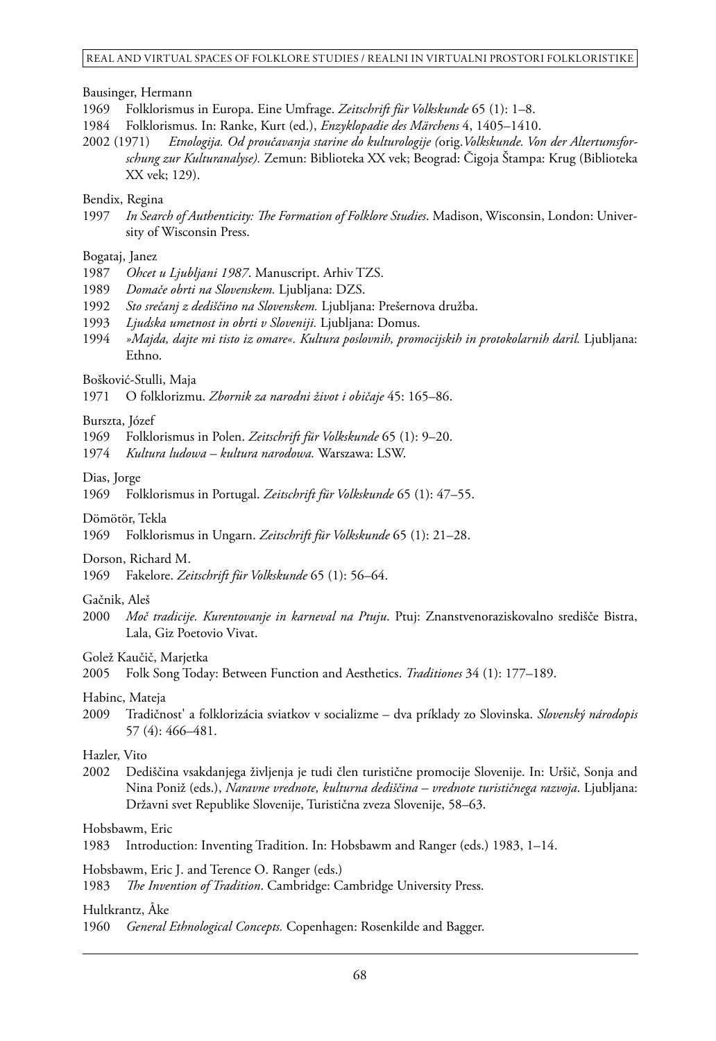Bausinger, Hermann

1969 Folklorismus in Europa. Eine Umfrage. *Zeitschrift für Volkskunde* 65 (1): 1–8.

1984 Folklorismus. In: Ranke, Kurt (ed.), *Enzyklopadie des Märchens* 4, 1405–1410.

2002 (1971) *Etnologija. Od proučavanja starine do kulturologije (*orig.*Volkskunde. Von der Altertumsforschung zur Kulturanalyse).* Zemun: Biblioteka XX vek; Beograd: Čigoja Štampa: Krug (Biblioteka XX vek; 129).

Bendix, Regina

1997 *In Search of Authenticity: The Formation of Folklore Studies*. Madison, Wisconsin, London: University of Wisconsin Press.

Bogataj, Janez

1987 *Ohcet u Ljubljani 1987*. Manuscript. Arhiv TZS.

1989 *Domače obrti na Slovenskem.* Ljubljana: DZS.

1992 *Sto srečanj z dediščino na Slovenskem.* Ljubljana: Prešernova družba.

1993 *Ljudska umetnost in obrti v Sloveniji.* Ljubljana: Domus.

1994 *»Majda, dajte mi tisto iz omare«. Kultura poslovnih, promocijskih in protokolarnih daril.* Ljubljana: Ethno.

Bošković-Stulli, Maja

1971 O folklorizmu. *Zbornik za narodni život i običaje* 45: 165–86.

Burszta, Józef

1969 Folklorismus in Polen. *Zeitschrift für Volkskunde* 65 (1): 9–20.

1974 *Kultura ludowa – kultura narodowa.* Warszawa: LSW.

Dias, Jorge

1969 Folklorismus in Portugal. *Zeitschrift für Volkskunde* 65 (1): 47–55.

Dömötör, Tekla

1969 Folklorismus in Ungarn. *Zeitschrift für Volkskunde* 65 (1): 21–28.

Dorson, Richard M.

1969 Fakelore. *Zeitschrift für Volkskunde* 65 (1): 56–64.

Gačnik, Aleš

2000 *Moč tradicije. Kurentovanje in karneval na Ptuju*. Ptuj: Znanstvenoraziskovalno središče Bistra, Lala, Giz Poetovio Vivat.

Golež Kaučič, Marjetka

2005 Folk Song Today: Between Function and Aesthetics. *Traditiones* 34 (1): 177–189.

Habinc, Mateja

2009 Tradičnost' a folklorizácia sviatkov v socializme – dva príklady zo Slovinska. *Slovenský národopis* 57 (4): 466–481.

Hazler, Vito

2002 Dediščina vsakdanjega življenja je tudi člen turistične promocije Slovenije. In: Uršič, Sonja and Nina Poniž (eds.), *Naravne vrednote, kulturna dediščina – vrednote turističnega razvoja*. Ljubljana: Državni svet Republike Slovenije, Turistična zveza Slovenije, 58–63.

Hobsbawm, Eric

1983 Introduction: Inventing Tradition. In: Hobsbawm and Ranger (eds.) 1983, 1–14.

Hobsbawm, Eric J. and Terence O. Ranger (eds.)

1983 *The Invention of Tradition*. Cambridge: Cambridge University Press.

Hultkrantz, Åke

1960 *General Ethnological Concepts.* Copenhagen: Rosenkilde and Bagger.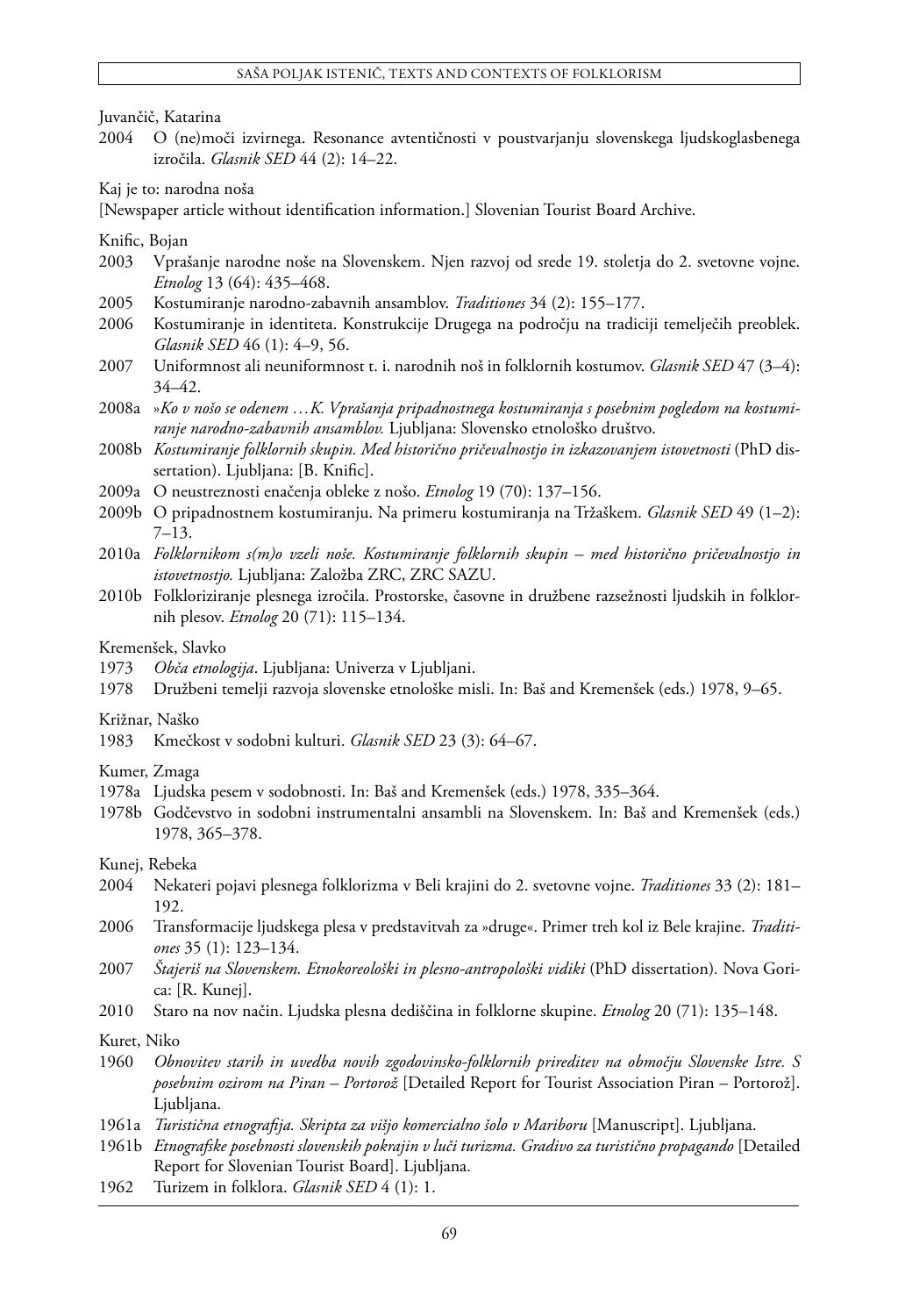Juvančič, Katarina

2004 O (ne)moči izvirnega. Resonance avtentičnosti v poustvarjanju slovenskega ljudskoglasbenega izročila. *Glasnik SED* 44 (2): 14–22.

Kaj je to: narodna noša

[Newspaper article without identification information.] Slovenian Tourist Board Archive.

Knific, Bojan

2003 Vprašanje narodne noše na Slovenskem. Njen razvoj od srede 19. stoletja do 2. svetovne vojne. *Etnolog* 13 (64): 435–468.

2005 Kostumiranje narodno-zabavnih ansamblov. *Traditiones* 34 (2): 155–177.

2006 Kostumiranje in identiteta. Konstrukcije Drugega na področju na tradiciji temelječih preoblek. *Glasnik SED* 46 (1): 4–9, 56.

2007 Uniformnost ali neuniformnost t. i. narodnih noš in folklornih kostumov. *Glasnik SED* 47 (3–4): 34–42.

2008a *»Ko v nošo se odenem …K. Vprašanja pripadnostnega kostumiranja s posebnim pogledom na kostumiranje narodno-zabavnih ansamblov.* Ljubljana: Slovensko etnološko društvo.

2008b *Kostumiranje folklornih skupin. Med historično pričevalnostjo in izkazovanjem istovetnosti* (PhD dissertation). Ljubljana: [B. Knific].

2009a O neustreznosti enačenja obleke z nošo. *Etnolog* 19 (70): 137–156.

2009b O pripadnostnem kostumiranju. Na primeru kostumiranja na Tržaškem. *Glasnik SED* 49 (1–2): 7–13.

2010a *Folklornikom s(m)o vzeli noše. Kostumiranje folklornih skupin – med historično pričevalnostjo in istovetnostjo.* Ljubljana: Založba ZRC, ZRC SAZU.

2010b Folkloriziranje plesnega izročila. Prostorske, časovne in družbene razsežnosti ljudskih in folklornih plesov. *Etnolog* 20 (71): 115–134.

Kremenšek, Slavko

1973 *Obča etnologija*. Ljubljana: Univerza v Ljubljani.

1978 Družbeni temelji razvoja slovenske etnološke misli. In: Baš and Kremenšek (eds.) 1978, 9–65.

Križnar, Naško

1983 Kmečkost v sodobni kulturi. *Glasnik SED* 23 (3): 64–67.

Kumer, Zmaga

1978a Ljudska pesem v sodobnosti. In: Baš and Kremenšek (eds.) 1978, 335–364.

1978b Godčevstvo in sodobni instrumentalni ansambli na Slovenskem. In: Baš and Kremenšek (eds.) 1978, 365–378.

Kunej, Rebeka

2004 Nekateri pojavi plesnega folklorizma v Beli krajini do 2. svetovne vojne. *Traditiones* 33 (2): 181–192.

2006 Transformacije ljudskega plesa v predstavitvah za »druge«. Primer treh kol iz Bele krajine. *Traditiones* 35 (1): 123–134.

2007 *Štajeriš na Slovenskem. Etnokoreološki in plesno-antropološki vidiki* (PhD dissertation). Nova Gorica: [R. Kunej].

2010 Staro na nov način. Ljudska plesna dediščina in folklorne skupine. *Etnolog* 20 (71): 135–148.

Kuret, Niko

1960 *Obnovitev starih in uvedba novih zgodovinsko-folklornih prireditev na območju Slovenske Istre. S posebnim ozirom na Piran – Portorož* [Detailed Report for Tourist Association Piran – Portorož]. Ljubljana.

1961a *Turistična etnografija. Skripta za višjo komercialno šolo v Mariboru* [Manuscript]. Ljubljana.

1961b *Etnografske posebnosti slovenskih pokrajin v luči turizma. Gradivo za turistično propagando* [Detailed Report for Slovenian Tourist Board]. Ljubljana.

1962 Turizem in folklora. *Glasnik SED* 4 (1): 1.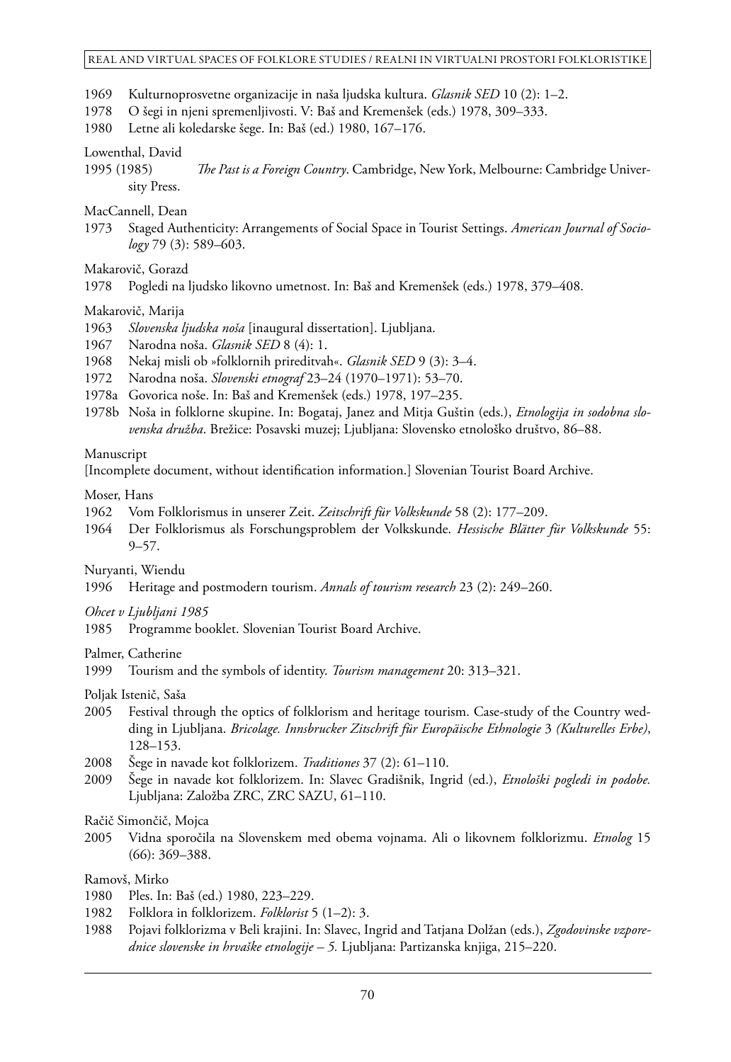1969 Kulturnoprosvetne organizacije in naša ljudska kultura. *Glasnik SED* 10 (2): 1–2.

1978 O šegi in njeni spremenljivosti. V: Baš and Kremenšek (eds.) 1978, 309–333.

1980 Letne ali koledarske šege. In: Baš (ed.) 1980, 167–176.

Lowenthal, David

1995 (1985) *The Past is a Foreign Country*. Cambridge, New York, Melbourne: Cambridge University Press.

MacCannell, Dean

1973 Staged Authenticity: Arrangements of Social Space in Tourist Settings. *American Journal of Sociology* 79 (3): 589–603.

Makarovič, Gorazd

1978 Pogledi na ljudsko likovno umetnost. In: Baš and Kremenšek (eds.) 1978, 379–408.

Makarovič, Marija

1963 *Slovenska ljudska noša* [inaugural dissertation]. Ljubljana.

1967 Narodna noša. *Glasnik SED* 8 (4): 1.

1968 Nekaj misli ob »folklornih prireditvah«. *Glasnik SED* 9 (3): 3–4.

1972 Narodna noša. *Slovenski etnograf* 23–24 (1970–1971): 53–70.

1978a Govorica noše. In: Baš and Kremenšek (eds.) 1978, 197–235.

1978b Noša in folklorne skupine. In: Bogataj, Janez and Mitja Guštin (eds.), *Etnologija in sodobna slovenska družba*. Brežice: Posavski muzej; Ljubljana: Slovensko etnološko društvo, 86–88.

Manuscript

[Incomplete document, without identification information.] Slovenian Tourist Board Archive.

Moser, Hans

1962 Vom Folklorismus in unserer Zeit. *Zeitschrift für Volkskunde* 58 (2): 177–209.

1964 Der Folklorismus als Forschungsproblem der Volkskunde. *Hessische Blätter für Volkskunde* 55: 9–57.

Nuryanti, Wiendu

1996 Heritage and postmodern tourism. *Annals of tourism research* 23 (2): 249–260.

*Ohcet v Ljubljani 1985*

1985 Programme booklet. Slovenian Tourist Board Archive.

Palmer, Catherine

1999 Tourism and the symbols of identity. *Tourism management* 20: 313–321.

Poljak Istenič, Saša

2005 Festival through the optics of folklorism and heritage tourism. Case-study of the Country wedding in Ljubljana. *Bricolage. Innsbrucker Zitschrift für Europäische Ethnologie* 3 *(Kulturelles Erbe)*, 128–153.

2008 Šege in navade kot folklorizem. *Traditiones* 37 (2): 61–110.

2009 Šege in navade kot folklorizem. In: Slavec Gradišnik, Ingrid (ed.), *Etnološki pogledi in podobe.* Ljubljana: Založba ZRC, ZRC SAZU, 61–110.

Račič Simončič, Mojca

2005 Vidna sporočila na Slovenskem med obema vojnama. Ali o likovnem folklorizmu. *Etnolog* 15 (66): 369–388.

Ramovš, Mirko

1980 Ples. In: Baš (ed.) 1980, 223–229.

1982 Folklora in folklorizem. *Folklorist* 5 (1–2): 3.

1988 Pojavi folklorizma v Beli krajini. In: Slavec, Ingrid and Tatjana Dolžan (eds.), *Zgodovinske vzporednice slovenske in hrvaške etnologije – 5.* Ljubljana: Partizanska knjiga, 215–220.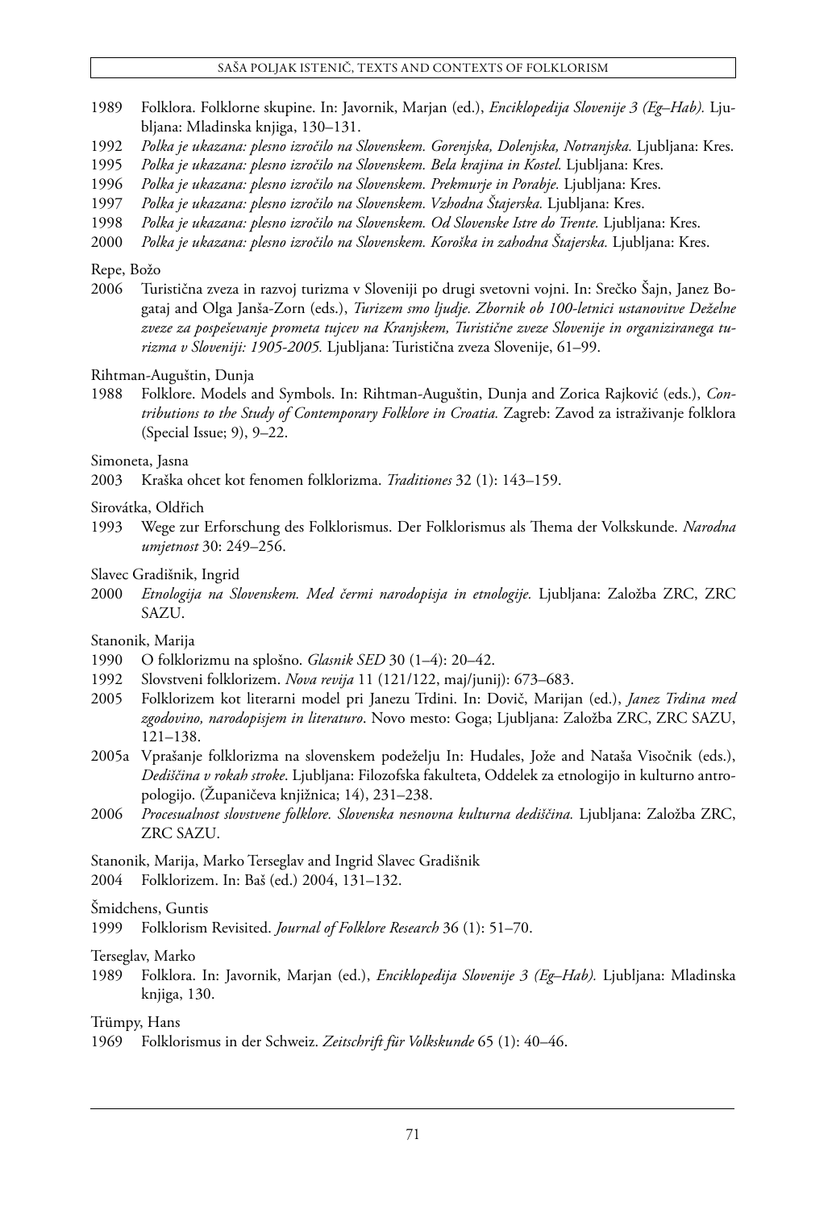1989 Folklora. Folklorne skupine. In: Javornik, Marjan (ed.), *Enciklopedija Slovenije 3 (Eg–Hab).* Ljubljana: Mladinska knjiga, 130–131.

1992 *Polka je ukazana: plesno izročilo na Slovenskem. Gorenjska, Dolenjska, Notranjska.* Ljubljana: Kres.

1995 *Polka je ukazana: plesno izročilo na Slovenskem. Bela krajina in Kostel.* Ljubljana: Kres.

1996 *Polka je ukazana: plesno izročilo na Slovenskem. Prekmurje in Porabje.* Ljubljana: Kres.

1997 *Polka je ukazana: plesno izročilo na Slovenskem. Vzhodna Štajerska.* Ljubljana: Kres.

1998 *Polka je ukazana: plesno izročilo na Slovenskem. Od Slovenske Istre do Trente.* Ljubljana: Kres.

2000 *Polka je ukazana: plesno izročilo na Slovenskem. Koroška in zahodna Štajerska.* Ljubljana: Kres.

Repe, Božo

2006 Turistična zveza in razvoj turizma v Sloveniji po drugi svetovni vojni. In: Srečko Šajn, Janez Bogataj and Olga Janša-Zorn (eds.), *Turizem smo ljudje. Zbornik ob 100-letnici ustanovitve Deželne zveze za pospeševanje prometa tujcev na Kranjskem, Turistične zveze Slovenije in organiziranega turizma v Sloveniji: 1905-2005.* Ljubljana: Turistična zveza Slovenije, 61–99.

Rihtman-Auguštin, Dunja

1988 Folklore. Models and Symbols. In: Rihtman-Auguštin, Dunja and Zorica Rajković (eds.), *Contributions to the Study of Contemporary Folklore in Croatia.* Zagreb: Zavod za istraživanje folklora (Special Issue; 9), 9–22.

Simoneta, Jasna

2003 Kraška ohcet kot fenomen folklorizma. *Traditiones* 32 (1): 143–159.

Sirovátka, Oldřich

1993 Wege zur Erforschung des Folklorismus. Der Folklorismus als Thema der Volkskunde. *Narodna umjetnost* 30: 249–256.

Slavec Gradišnik, Ingrid

2000 *Etnologija na Slovenskem. Med čermi narodopisja in etnologije.* Ljubljana: Založba ZRC, ZRC SAZU.

Stanonik, Marija

1990 O folklorizmu na splošno. *Glasnik SED* 30 (1–4): 20–42.

1992 Slovstveni folklorizem. *Nova revija* 11 (121/122, maj/junij): 673–683.

2005 Folklorizem kot literarni model pri Janezu Trdini. In: Dovič, Marijan (ed.), *Janez Trdina med zgodovino, narodopisjem in literaturo*. Novo mesto: Goga; Ljubljana: Založba ZRC, ZRC SAZU, 121–138.

2005a Vprašanje folklorizma na slovenskem podeželju In: Hudales, Jože and Nataša Visočnik (eds.), *Dediščina v rokah stroke*. Ljubljana: Filozofska fakulteta, Oddelek za etnologijo in kulturno antropologijo. (Županičeva knjižnica; 14), 231–238.

2006 *Procesualnost slovstvene folklore. Slovenska nesnovna kulturna dediščina.* Ljubljana: Založba ZRC, ZRC SAZU.

Stanonik, Marija, Marko Terseglav and Ingrid Slavec Gradišnik

2004 Folklorizem. In: Baš (ed.) 2004, 131–132.

Šmidchens, Guntis

1999 Folklorism Revisited. *Journal of Folklore Research* 36 (1): 51–70.

Terseglav, Marko

1989 Folklora. In: Javornik, Marjan (ed.), *Enciklopedija Slovenije 3 (Eg–Hab).* Ljubljana: Mladinska knjiga, 130.

Trümpy, Hans

1969 Folklorismus in der Schweiz. *Zeitschrift für Volkskunde* 65 (1): 40–46.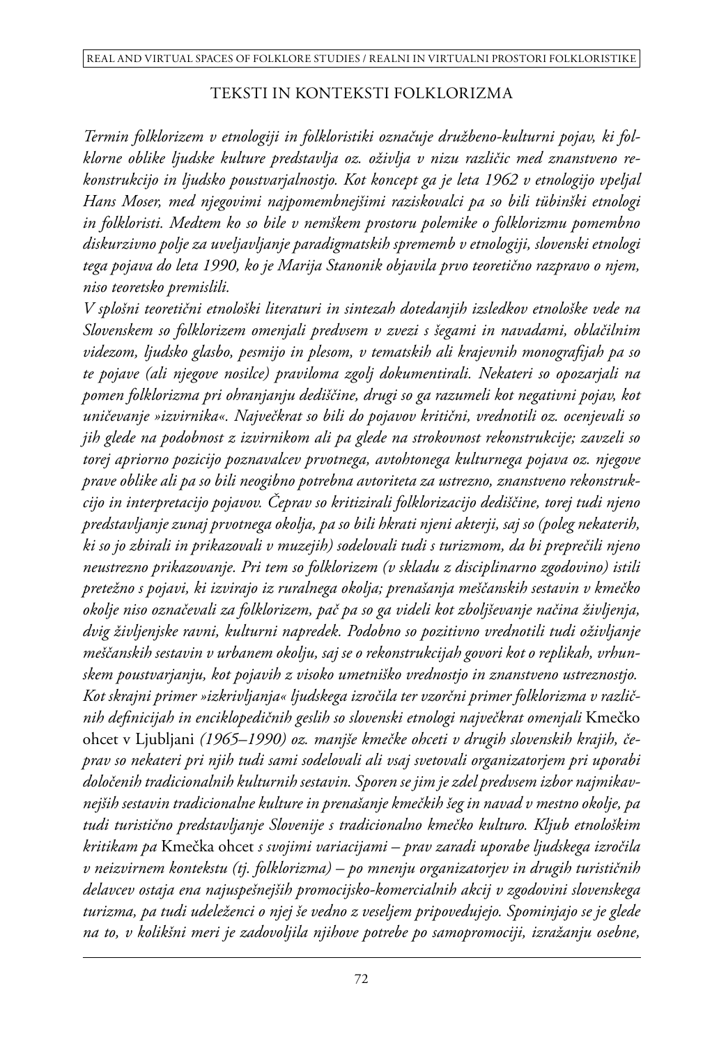## TEKSTI IN KONTEKSTI FOLKLORIZMA

*Termin folklorizem v etnologiji in folkloristiki označuje družbeno-kulturni pojav, ki folklorne oblike ljudske kulture predstavlja oz. oživlja v nizu različic med znanstveno rekonstrukcijo in ljudsko poustvarjalnostjo. Kot koncept ga je leta 1962 v etnologijo vpeljal Hans Moser, med njegovimi najpomembnejšimi raziskovalci pa so bili tübinški etnologi in folkloristi. Medtem ko so bile v nemškem prostoru polemike o folklorizmu pomembno diskurzivno polje za uveljavljanje paradigmatskih sprememb v etnologiji, slovenski etnologi tega pojava do leta 1990, ko je Marija Stanonik objavila prvo teoretično razpravo o njem, niso teoretsko premislili.*

*V splošni teoretični etnološki literaturi in sintezah dotedanjih izsledkov etnološke vede na Slovenskem so folklorizem omenjali predvsem v zvezi s šegami in navadami, oblačilnim videzom, ljudsko glasbo, pesmijo in plesom, v tematskih ali krajevnih monografijah pa so te pojave (ali njegove nosilce) praviloma zgolj dokumentirali. Nekateri so opozarjali na pomen folklorizma pri ohranjanju dediščine, drugi so ga razumeli kot negativni pojav, kot uničevanje »izvirnika«. Največkrat so bili do pojavov kritični, vrednotili oz. ocenjevali so jih glede na podobnost z izvirnikom ali pa glede na strokovnost rekonstrukcije; zavzeli so torej apriorno pozicijo poznavalcev prvotnega, avtohtonega kulturnega pojava oz. njegove prave oblike ali pa so bili neogibno potrebna avtoriteta za ustrezno, znanstveno rekonstrukcijo in interpretacijo pojavov. Čeprav so kritizirali folklorizacijo dediščine, torej tudi njeno predstavljanje zunaj prvotnega okolja, pa so bili hkrati njeni akterji, saj so (poleg nekaterih, ki so jo zbirali in prikazovali v muzejih) sodelovali tudi s turizmom, da bi preprečili njeno neustrezno prikazovanje. Pri tem so folklorizem (v skladu z disciplinarno zgodovino) istili pretežno s pojavi, ki izvirajo iz ruralnega okolja; prenašanja meščanskih sestavin v kmečko okolje niso označevali za folklorizem, pač pa so ga videli kot zboljševanje načina življenja, dvig življenjske ravni, kulturni napredek. Podobno so pozitivno vrednotili tudi oživljanje meščanskih sestavin v urbanem okolju, saj se o rekonstrukcijah govori kot o replikah, vrhunskem poustvarjanju, kot pojavih z visoko umetniško vrednostjo in znanstveno ustreznostjo.*

*Kot skrajni primer »izkrivljanja« ljudskega izročila ter vzorčni primer folklorizma v različnih definicijah in enciklopedičnih geslih so slovenski etnologi največkrat omenjali* Kmečko ohcet v Ljubljani *(1965–1990) oz. manjše kmečke ohceti v drugih slovenskih krajih, čeprav so nekateri pri njih tudi sami sodelovali ali vsaj svetovali organizatorjem pri uporabi določenih tradicionalnih kulturnih sestavin. Sporen se jim je zdel predvsem izbor najmikavnejših sestavin tradicionalne kulture in prenašanje kmečkih šeg in navad v mestno okolje, pa tudi turistično predstavljanje Slovenije s tradicionalno kmečko kulturo. Kljub etnološkim kritikam pa* Kmečka ohcet *s svojimi variacijami – prav zaradi uporabe ljudskega izročila v neizvirnem kontekstu (tj. folklorizma) – po mnenju organizatorjev in drugih turističnih delavcev ostaja ena najuspešnejših promocijsko-komercialnih akcij v zgodovini slovenskega turizma, pa tudi udeleženci o njej še vedno z veseljem pripovedujejo. Spominjajo se je glede na to, v kolikšni meri je zadovoljila njihove potrebe po samopromociji, izražanju osebne,*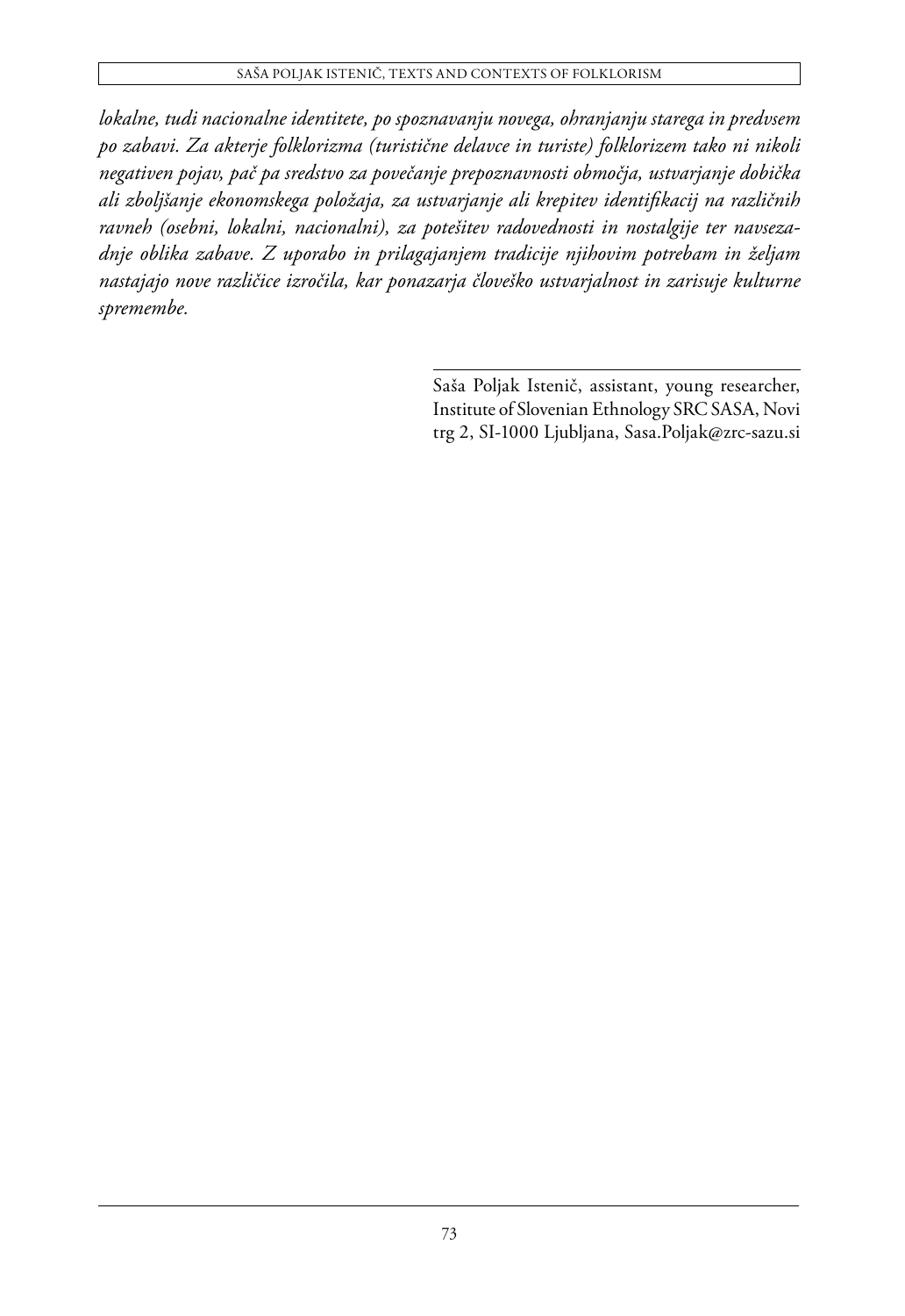*lokalne, tudi nacionalne identitete, po spoznavanju novega, ohranjanju starega in predvsem po zabavi. Za akterje folklorizma (turistične delavce in turiste) folklorizem tako ni nikoli negativen pojav, pač pa sredstvo za povečanje prepoznavnosti območja, ustvarjanje dobička ali zboljšanje ekonomskega položaja, za ustvarjanje ali krepitev identifikacij na različnih ravneh (osebni, lokalni, nacionalni), za potešitev radovednosti in nostalgije ter navsezadnje oblika zabave. Z uporabo in prilagajanjem tradicije njihovim potrebam in željam nastajajo nove različice izročila, kar ponazarja človeško ustvarjalnost in zarisuje kulturne spremembe.*

---

Saša Poljak Istenič, assistant, young researcher, Institute of Slovenian Ethnology SRC SASA, Novi trg 2, SI-1000 Ljubljana, Sasa.Poljak@zrc-sazu.si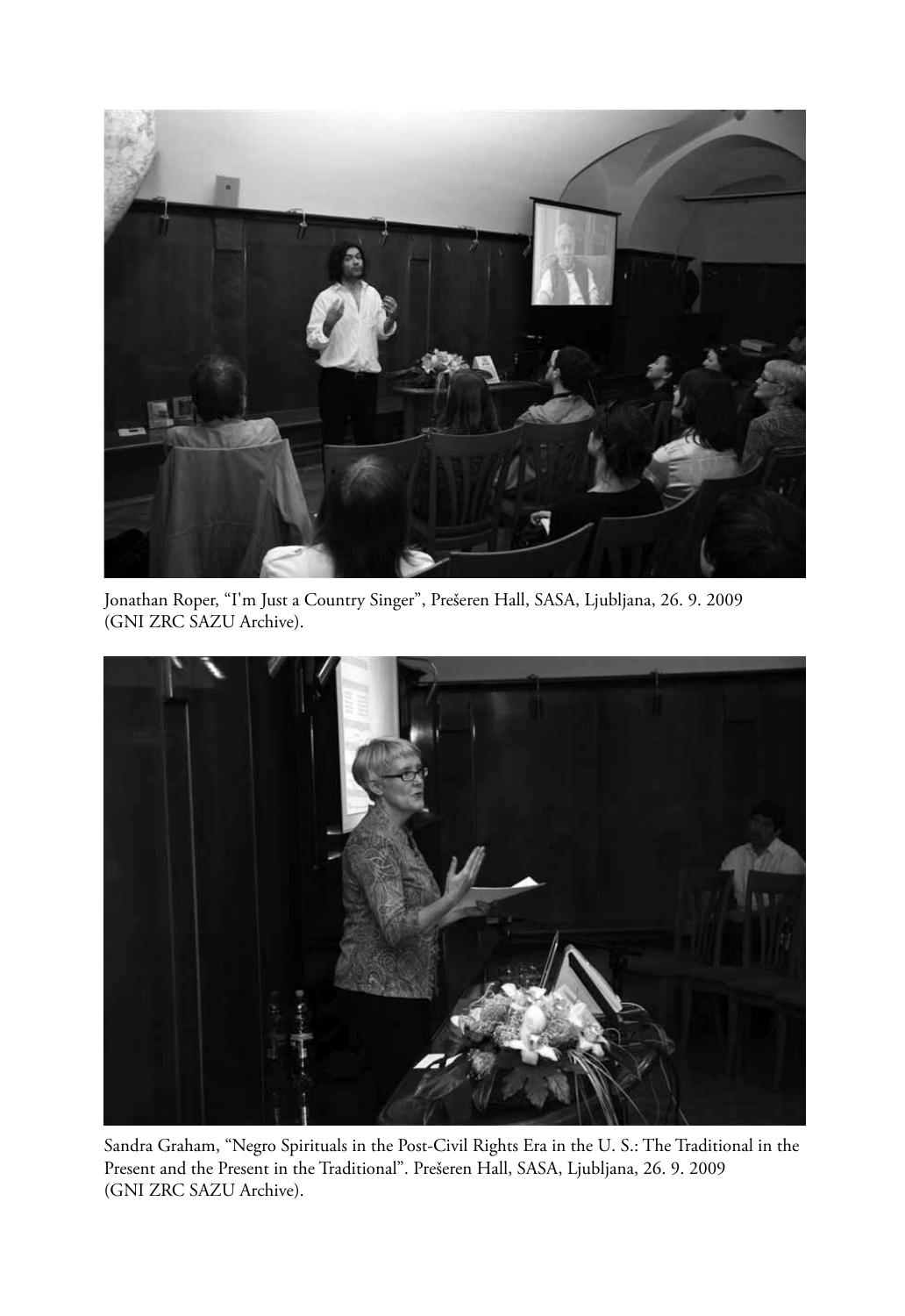Jonathan Roper, "I'm Just a Country Singer", Prešeren Hall, SASA, Ljubljana, 26. 9. 2009 (GNI ZRC SAZU Archive).

Sandra Graham, "Negro Spirituals in the Post-Civil Rights Era in the U. S.: The Traditional in the Present and the Present in the Traditional". Prešeren Hall, SASA, Ljubljana, 26. 9. 2009 (GNI ZRC SAZU Archive).